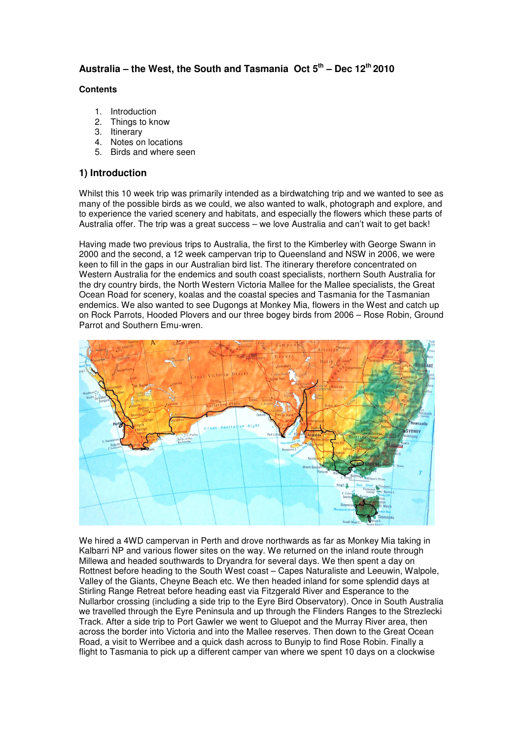## Australia – the West, the South and Tasmania Oct 5th – Dec 12th 2010

**Contents**

1. Introduction
2. Things to know
3. Itinerary
4. Notes on locations
5. Birds and where seen

## 1) Introduction

Whilst this 10 week trip was primarily intended as a birdwatching trip and we wanted to see as many of the possible birds as we could, we also wanted to walk, photograph and explore, and to experience the varied scenery and habitats, and especially the flowers which these parts of Australia offer. The trip was a great success – we love Australia and can't wait to get back!

Having made two previous trips to Australia, the first to the Kimberley with George Swann in 2000 and the second, a 12 week campervan trip to Queensland and NSW in 2006, we were keen to fill in the gaps in our Australian bird list. The itinerary therefore concentrated on Western Australia for the endemics and south coast specialists, northern South Australia for the dry country birds, the North Western Victoria Mallee for the Mallee specialists, the Great Ocean Road for scenery, koalas and the coastal species and Tasmania for the Tasmanian endemics. We also wanted to see Dugongs at Monkey Mia, flowers in the West and catch up on Rock Parrots, Hooded Plovers and our three bogey birds from 2006 – Rose Robin, Ground Parrot and Southern Emu-wren.

We hired a 4WD campervan in Perth and drove northwards as far as Monkey Mia taking in Kalbarri NP and various flower sites on the way. We returned on the inland route through Millewa and headed southwards to Dryandra for several days. We then spent a day on Rottnest before heading to the South West coast – Capes Naturaliste and Leeuwin, Walpole, Valley of the Giants, Cheyne Beach etc. We then headed inland for some splendid days at Stirling Range Retreat before heading east via Fitzgerald River and Esperance to the Nullarbor crossing (including a side trip to the Eyre Bird Observatory). Once in South Australia we travelled through the Eyre Peninsula and up through the Flinders Ranges to the Strezlecki Track. After a side trip to Port Gawler we went to Gluepot and the Murray River area, then across the border into Victoria and into the Mallee reserves. Then down to the Great Ocean Road, a visit to Werribee and a quick dash across to Bunyip to find Rose Robin. Finally a flight to Tasmania to pick up a different camper van where we spent 10 days on a clockwise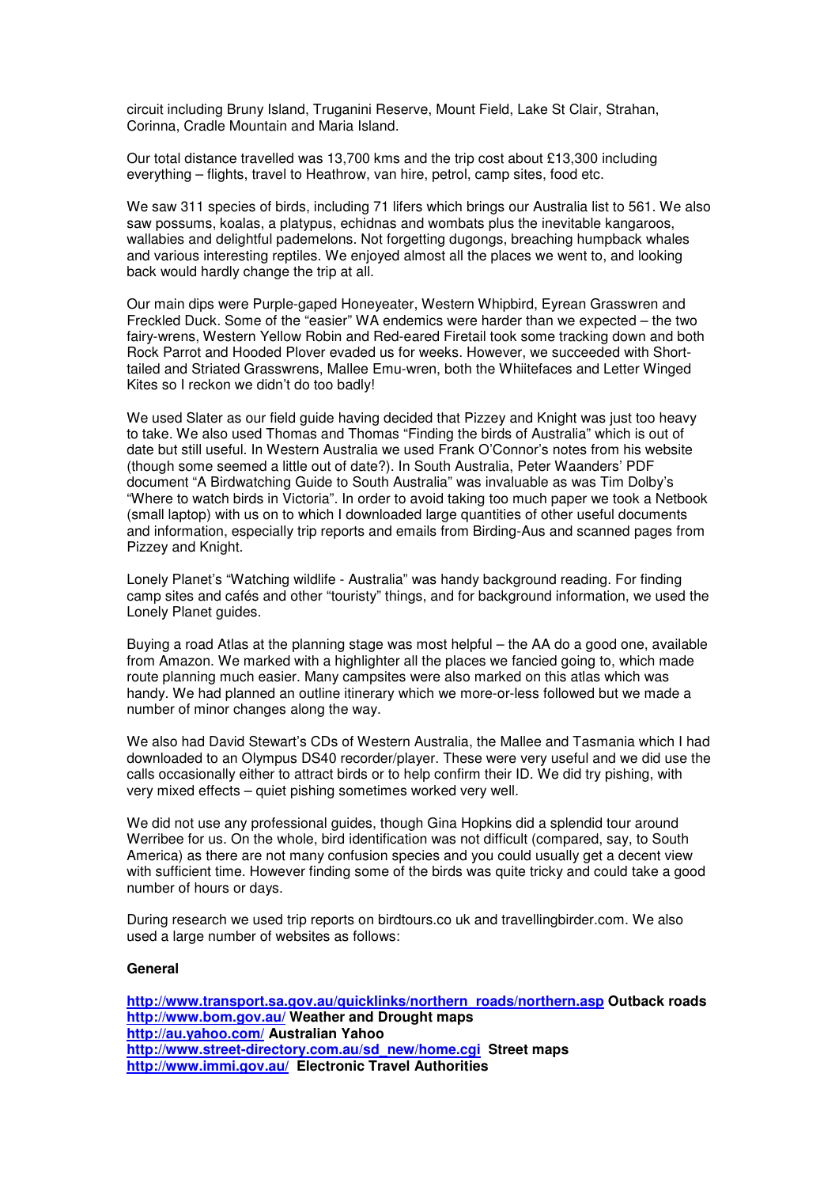circuit including Bruny Island, Truganini Reserve, Mount Field, Lake St Clair, Strahan, Corinna, Cradle Mountain and Maria Island.

Our total distance travelled was 13,700 kms and the trip cost about £13,300 including everything – flights, travel to Heathrow, van hire, petrol, camp sites, food etc.

We saw 311 species of birds, including 71 lifers which brings our Australia list to 561. We also saw possums, koalas, a platypus, echidnas and wombats plus the inevitable kangaroos, wallabies and delightful pademelons. Not forgetting dugongs, breaching humpback whales and various interesting reptiles. We enjoyed almost all the places we went to, and looking back would hardly change the trip at all.

Our main dips were Purple-gaped Honeyeater, Western Whipbird, Eyrean Grasswren and Freckled Duck. Some of the "easier" WA endemics were harder than we expected – the two fairy-wrens, Western Yellow Robin and Red-eared Firetail took some tracking down and both Rock Parrot and Hooded Plover evaded us for weeks. However, we succeeded with Short-tailed and Striated Grasswrens, Mallee Emu-wren, both the Whiitefaces and Letter Winged Kites so I reckon we didn't do too badly!

We used Slater as our field guide having decided that Pizzey and Knight was just too heavy to take. We also used Thomas and Thomas "Finding the birds of Australia" which is out of date but still useful. In Western Australia we used Frank O'Connor's notes from his website (though some seemed a little out of date?). In South Australia, Peter Waanders' PDF document "A Birdwatching Guide to South Australia" was invaluable as was Tim Dolby's "Where to watch birds in Victoria". In order to avoid taking too much paper we took a Netbook (small laptop) with us on to which I downloaded large quantities of other useful documents and information, especially trip reports and emails from Birding-Aus and scanned pages from Pizzey and Knight.

Lonely Planet's "Watching wildlife - Australia" was handy background reading. For finding camp sites and cafés and other "touristy" things, and for background information, we used the Lonely Planet guides.

Buying a road Atlas at the planning stage was most helpful – the AA do a good one, available from Amazon. We marked with a highlighter all the places we fancied going to, which made route planning much easier. Many campsites were also marked on this atlas which was handy. We had planned an outline itinerary which we more-or-less followed but we made a number of minor changes along the way.

We also had David Stewart's CDs of Western Australia, the Mallee and Tasmania which I had downloaded to an Olympus DS40 recorder/player. These were very useful and we did use the calls occasionally either to attract birds or to help confirm their ID. We did try pishing, with very mixed effects – quiet pishing sometimes worked very well.

We did not use any professional guides, though Gina Hopkins did a splendid tour around Werribee for us. On the whole, bird identification was not difficult (compared, say, to South America) as there are not many confusion species and you could usually get a decent view with sufficient time. However finding some of the birds was quite tricky and could take a good number of hours or days.

During research we used trip reports on birdtours.co uk and travellingbirder.com. We also used a large number of websites as follows:

**General**

**http://www.transport.sa.gov.au/quicklinks/northern_roads/northern.asp Outback roads**
**http://www.bom.gov.au/ Weather and Drought maps**
**http://au.yahoo.com/ Australian Yahoo**
**http://www.street-directory.com.au/sd_new/home.cgi Street maps**
**http://www.immi.gov.au/ Electronic Travel Authorities**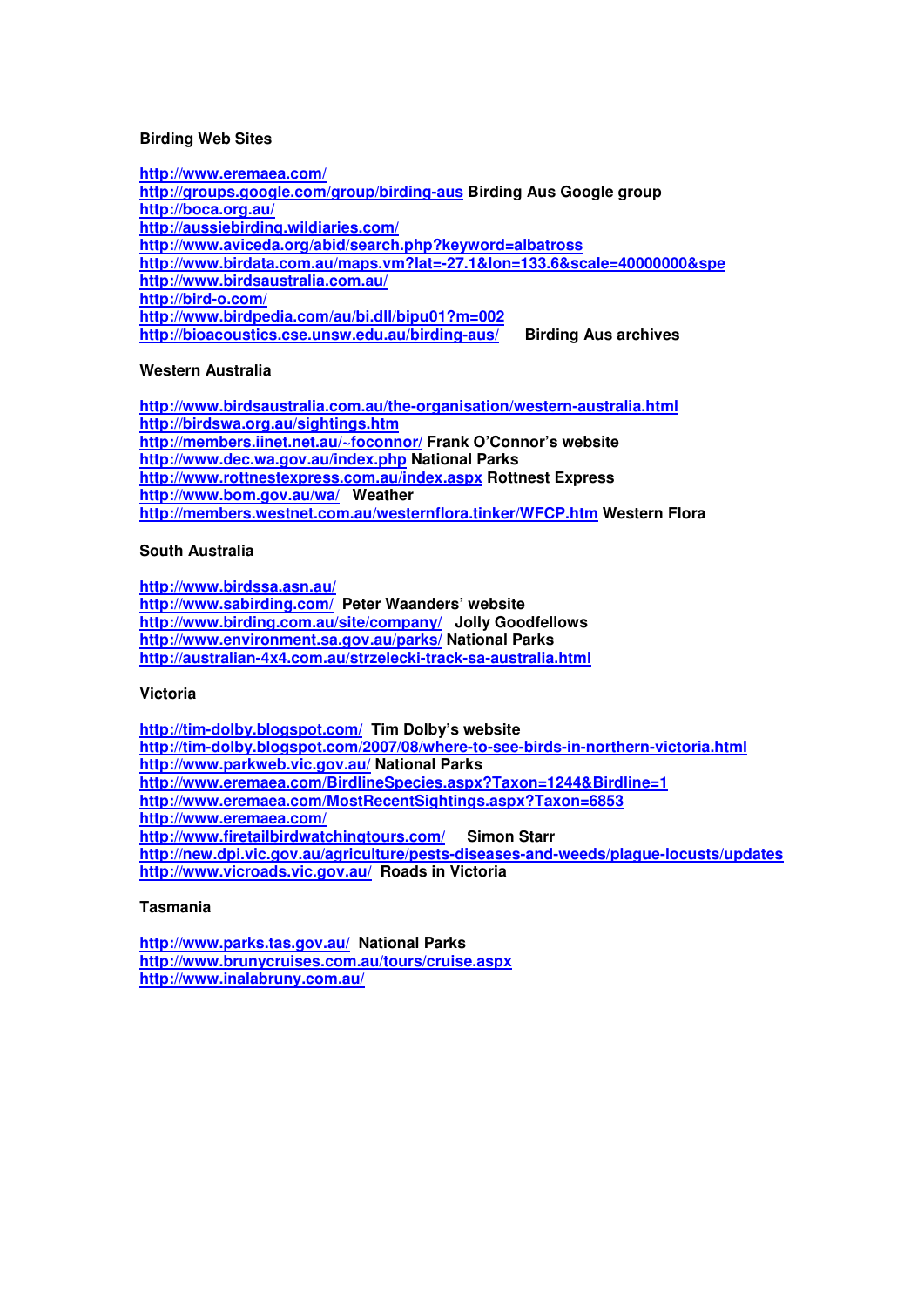**Birding Web Sites**

http://www.eremaea.com/
http://groups.google.com/group/birding-aus **Birding Aus Google group**
http://boca.org.au/
http://aussiebirding.wildiaries.com/
http://www.aviceda.org/abid/search.php?keyword=albatross
http://www.birdata.com.au/maps.vm?lat=-27.1&lon=133.6&scale=40000000&spe
http://www.birdsaustralia.com.au/
http://bird-o.com/
http://www.birdpedia.com/au/bi.dll/bipu01?m=002
http://bioacoustics.cse.unsw.edu.au/birding-aus/ **Birding Aus archives**

**Western Australia**

http://www.birdsaustralia.com.au/the-organisation/western-australia.html
http://birdswa.org.au/sightings.htm
http://members.iinet.net.au/~foconnor/ **Frank O'Connor's website**
http://www.dec.wa.gov.au/index.php **National Parks**
http://www.rottnestexpress.com.au/index.aspx **Rottnest Express**
http://www.bom.gov.au/wa/ **Weather**
http://members.westnet.com.au/westernflora.tinker/WFCP.htm **Western Flora**

**South Australia**

http://www.birdssa.asn.au/
http://www.sabirding.com/ **Peter Waanders' website**
http://www.birding.com.au/site/company/ **Jolly Goodfellows**
http://www.environment.sa.gov.au/parks/ **National Parks**
http://australian-4x4.com.au/strzelecki-track-sa-australia.html

**Victoria**

http://tim-dolby.blogspot.com/ **Tim Dolby's website**
http://tim-dolby.blogspot.com/2007/08/where-to-see-birds-in-northern-victoria.html
http://www.parkweb.vic.gov.au/ **National Parks**
http://www.eremaea.com/BirdlineSpecies.aspx?Taxon=1244&Birdline=1
http://www.eremaea.com/MostRecentSightings.aspx?Taxon=6853
http://www.eremaea.com/
http://www.firetailbirdwatchingtours.com/ **Simon Starr**
http://new.dpi.vic.gov.au/agriculture/pests-diseases-and-weeds/plague-locusts/updates
http://www.vicroads.vic.gov.au/ **Roads in Victoria**

**Tasmania**

http://www.parks.tas.gov.au/ **National Parks**
http://www.brunycruises.com.au/tours/cruise.aspx
http://www.inalabruny.com.au/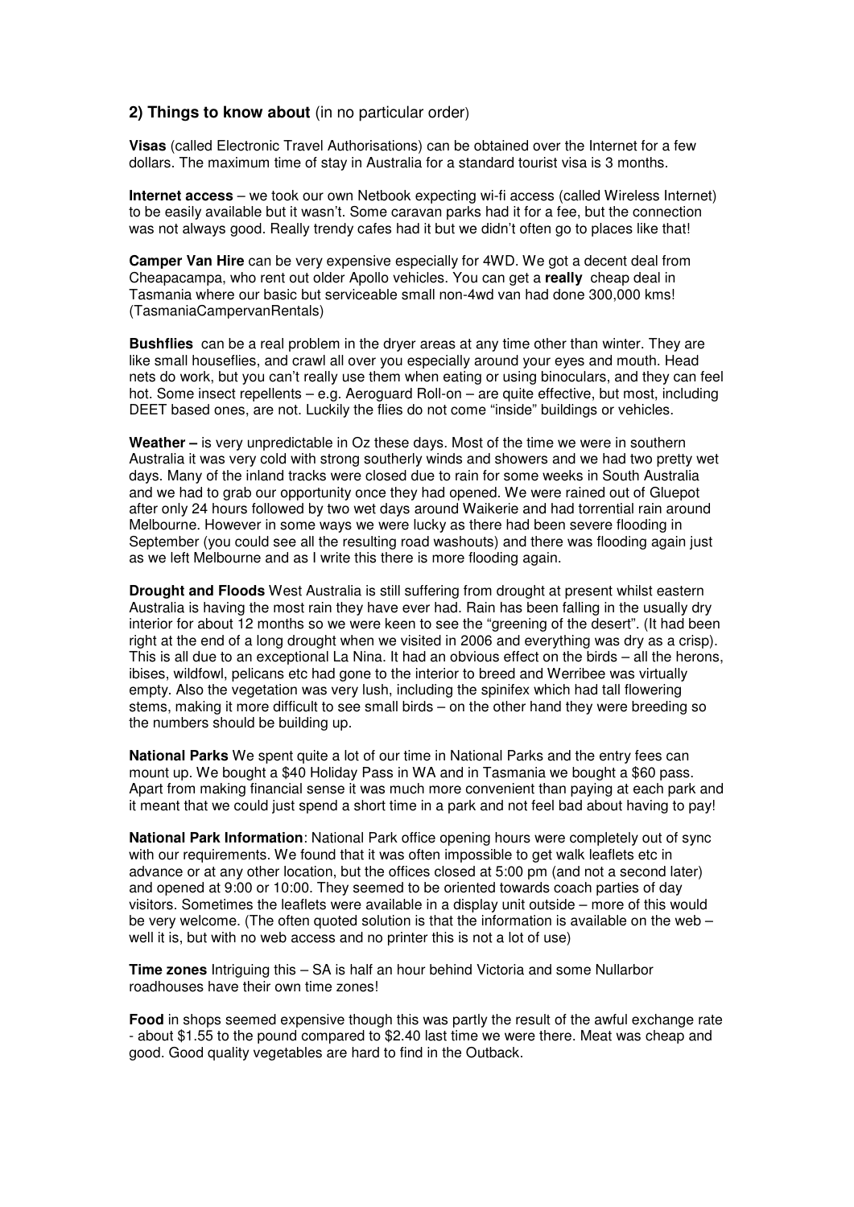## 2) Things to know about (in no particular order)

**Visas** (called Electronic Travel Authorisations) can be obtained over the Internet for a few dollars. The maximum time of stay in Australia for a standard tourist visa is 3 months.

**Internet access** – we took our own Netbook expecting wi-fi access (called Wireless Internet) to be easily available but it wasn't. Some caravan parks had it for a fee, but the connection was not always good. Really trendy cafes had it but we didn't often go to places like that!

**Camper Van Hire** can be very expensive especially for 4WD. We got a decent deal from Cheapacampa, who rent out older Apollo vehicles. You can get a **really** cheap deal in Tasmania where our basic but serviceable small non-4wd van had done 300,000 kms! (TasmaniaCampervanRentals)

**Bushflies** can be a real problem in the dryer areas at any time other than winter. They are like small houseflies, and crawl all over you especially around your eyes and mouth. Head nets do work, but you can't really use them when eating or using binoculars, and they can feel hot. Some insect repellents – e.g. Aeroguard Roll-on – are quite effective, but most, including DEET based ones, are not. Luckily the flies do not come "inside" buildings or vehicles.

**Weather –** is very unpredictable in Oz these days. Most of the time we were in southern Australia it was very cold with strong southerly winds and showers and we had two pretty wet days. Many of the inland tracks were closed due to rain for some weeks in South Australia and we had to grab our opportunity once they had opened. We were rained out of Gluepot after only 24 hours followed by two wet days around Waikerie and had torrential rain around Melbourne. However in some ways we were lucky as there had been severe flooding in September (you could see all the resulting road washouts) and there was flooding again just as we left Melbourne and as I write this there is more flooding again.

**Drought and Floods** West Australia is still suffering from drought at present whilst eastern Australia is having the most rain they have ever had. Rain has been falling in the usually dry interior for about 12 months so we were keen to see the "greening of the desert". (It had been right at the end of a long drought when we visited in 2006 and everything was dry as a crisp). This is all due to an exceptional La Nina. It had an obvious effect on the birds – all the herons, ibises, wildfowl, pelicans etc had gone to the interior to breed and Werribee was virtually empty. Also the vegetation was very lush, including the spinifex which had tall flowering stems, making it more difficult to see small birds – on the other hand they were breeding so the numbers should be building up.

**National Parks** We spent quite a lot of our time in National Parks and the entry fees can mount up. We bought a $40 Holiday Pass in WA and in Tasmania we bought a $60 pass. Apart from making financial sense it was much more convenient than paying at each park and it meant that we could just spend a short time in a park and not feel bad about having to pay!

**National Park Information**: National Park office opening hours were completely out of sync with our requirements. We found that it was often impossible to get walk leaflets etc in advance or at any other location, but the offices closed at 5:00 pm (and not a second later) and opened at 9:00 or 10:00. They seemed to be oriented towards coach parties of day visitors. Sometimes the leaflets were available in a display unit outside – more of this would be very welcome. (The often quoted solution is that the information is available on the web – well it is, but with no web access and no printer this is not a lot of use)

**Time zones** Intriguing this – SA is half an hour behind Victoria and some Nullarbor roadhouses have their own time zones!

**Food** in shops seemed expensive though this was partly the result of the awful exchange rate - about $1.55 to the pound compared to $2.40 last time we were there. Meat was cheap and good. Good quality vegetables are hard to find in the Outback.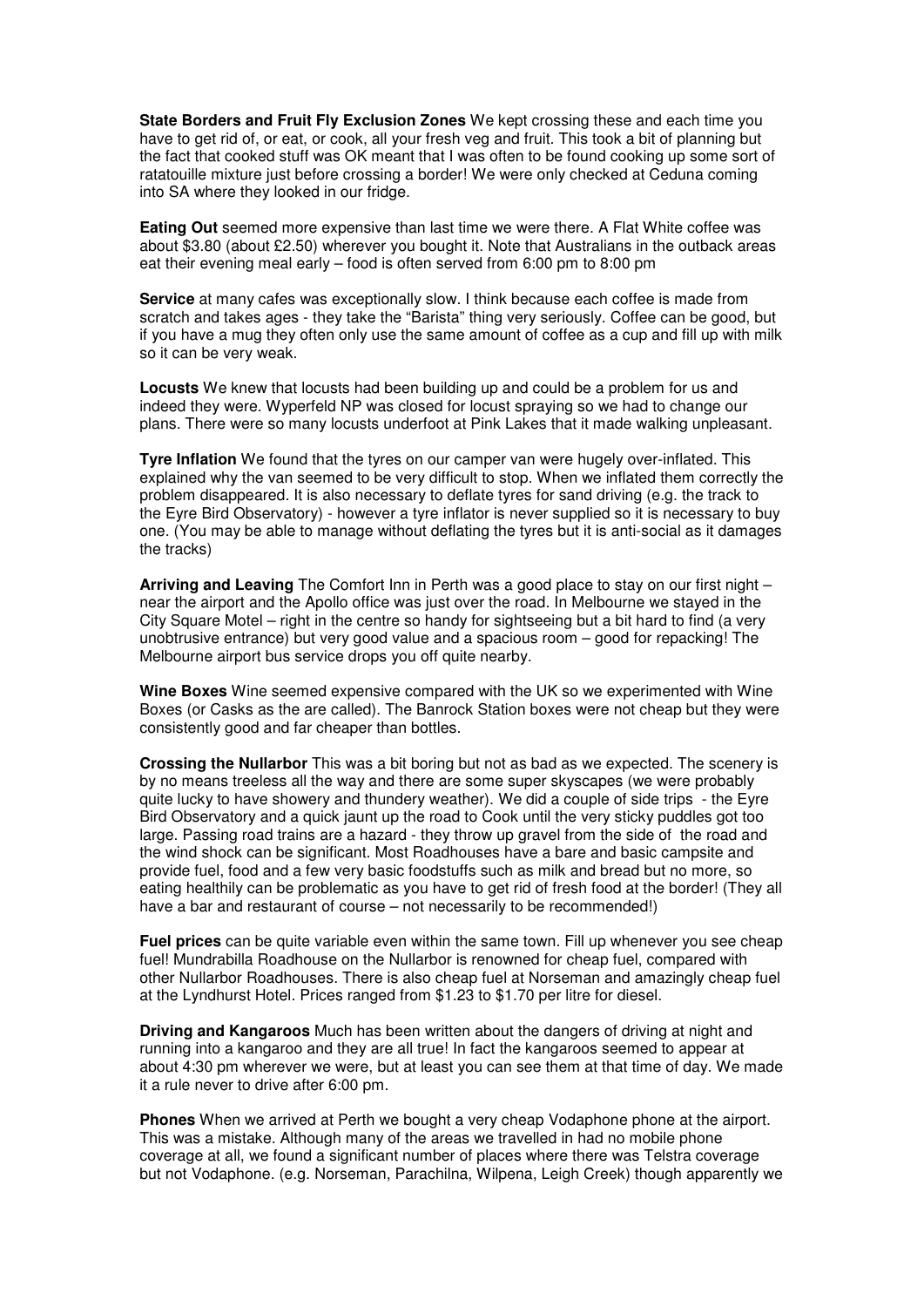**State Borders and Fruit Fly Exclusion Zones** We kept crossing these and each time you have to get rid of, or eat, or cook, all your fresh veg and fruit. This took a bit of planning but the fact that cooked stuff was OK meant that I was often to be found cooking up some sort of ratatouille mixture just before crossing a border! We were only checked at Ceduna coming into SA where they looked in our fridge.

**Eating Out** seemed more expensive than last time we were there. A Flat White coffee was about \$3.80 (about £2.50) wherever you bought it. Note that Australians in the outback areas eat their evening meal early – food is often served from 6:00 pm to 8:00 pm

**Service** at many cafes was exceptionally slow. I think because each coffee is made from scratch and takes ages - they take the "Barista" thing very seriously. Coffee can be good, but if you have a mug they often only use the same amount of coffee as a cup and fill up with milk so it can be very weak.

**Locusts** We knew that locusts had been building up and could be a problem for us and indeed they were. Wyperfeld NP was closed for locust spraying so we had to change our plans. There were so many locusts underfoot at Pink Lakes that it made walking unpleasant.

**Tyre Inflation** We found that the tyres on our camper van were hugely over-inflated. This explained why the van seemed to be very difficult to stop. When we inflated them correctly the problem disappeared. It is also necessary to deflate tyres for sand driving (e.g. the track to the Eyre Bird Observatory) - however a tyre inflator is never supplied so it is necessary to buy one. (You may be able to manage without deflating the tyres but it is anti-social as it damages the tracks)

**Arriving and Leaving** The Comfort Inn in Perth was a good place to stay on our first night – near the airport and the Apollo office was just over the road. In Melbourne we stayed in the City Square Motel – right in the centre so handy for sightseeing but a bit hard to find (a very unobtrusive entrance) but very good value and a spacious room – good for repacking! The Melbourne airport bus service drops you off quite nearby.

**Wine Boxes** Wine seemed expensive compared with the UK so we experimented with Wine Boxes (or Casks as the are called). The Banrock Station boxes were not cheap but they were consistently good and far cheaper than bottles.

**Crossing the Nullarbor** This was a bit boring but not as bad as we expected. The scenery is by no means treeless all the way and there are some super skyscapes (we were probably quite lucky to have showery and thundery weather). We did a couple of side trips - the Eyre Bird Observatory and a quick jaunt up the road to Cook until the very sticky puddles got too large. Passing road trains are a hazard - they throw up gravel from the side of the road and the wind shock can be significant. Most Roadhouses have a bare and basic campsite and provide fuel, food and a few very basic foodstuffs such as milk and bread but no more, so eating healthily can be problematic as you have to get rid of fresh food at the border! (They all have a bar and restaurant of course – not necessarily to be recommended!)

**Fuel prices** can be quite variable even within the same town. Fill up whenever you see cheap fuel! Mundrabilla Roadhouse on the Nullarbor is renowned for cheap fuel, compared with other Nullarbor Roadhouses. There is also cheap fuel at Norseman and amazingly cheap fuel at the Lyndhurst Hotel. Prices ranged from \$1.23 to \$1.70 per litre for diesel.

**Driving and Kangaroos** Much has been written about the dangers of driving at night and running into a kangaroo and they are all true! In fact the kangaroos seemed to appear at about 4:30 pm wherever we were, but at least you can see them at that time of day. We made it a rule never to drive after 6:00 pm.

**Phones** When we arrived at Perth we bought a very cheap Vodaphone phone at the airport. This was a mistake. Although many of the areas we travelled in had no mobile phone coverage at all, we found a significant number of places where there was Telstra coverage but not Vodaphone. (e.g. Norseman, Parachilna, Wilpena, Leigh Creek) though apparently we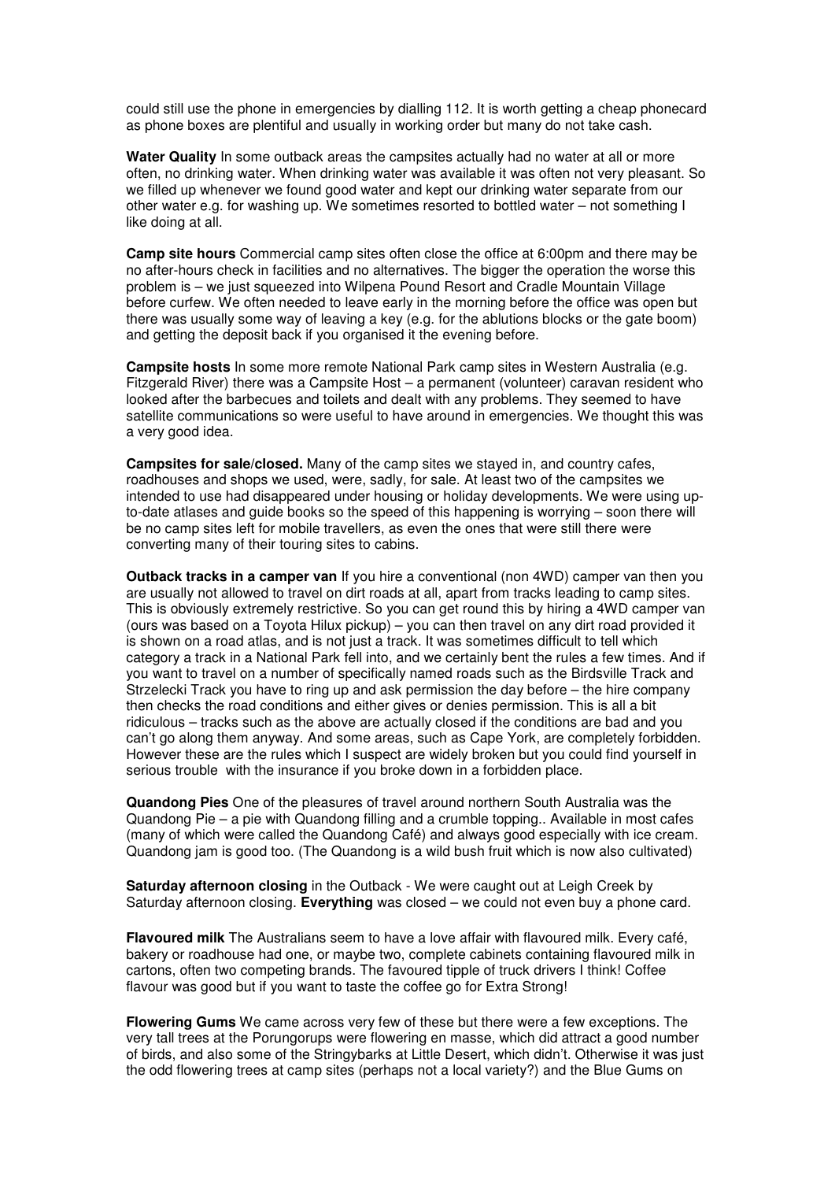could still use the phone in emergencies by dialling 112. It is worth getting a cheap phonecard as phone boxes are plentiful and usually in working order but many do not take cash.

**Water Quality** In some outback areas the campsites actually had no water at all or more often, no drinking water. When drinking water was available it was often not very pleasant. So we filled up whenever we found good water and kept our drinking water separate from our other water e.g. for washing up. We sometimes resorted to bottled water – not something I like doing at all.

**Camp site hours** Commercial camp sites often close the office at 6:00pm and there may be no after-hours check in facilities and no alternatives. The bigger the operation the worse this problem is – we just squeezed into Wilpena Pound Resort and Cradle Mountain Village before curfew. We often needed to leave early in the morning before the office was open but there was usually some way of leaving a key (e.g. for the ablutions blocks or the gate boom) and getting the deposit back if you organised it the evening before.

**Campsite hosts** In some more remote National Park camp sites in Western Australia (e.g. Fitzgerald River) there was a Campsite Host – a permanent (volunteer) caravan resident who looked after the barbecues and toilets and dealt with any problems. They seemed to have satellite communications so were useful to have around in emergencies. We thought this was a very good idea.

**Campsites for sale/closed.** Many of the camp sites we stayed in, and country cafes, roadhouses and shops we used, were, sadly, for sale. At least two of the campsites we intended to use had disappeared under housing or holiday developments. We were using up-to-date atlases and guide books so the speed of this happening is worrying – soon there will be no camp sites left for mobile travellers, as even the ones that were still there were converting many of their touring sites to cabins.

**Outback tracks in a camper van** If you hire a conventional (non 4WD) camper van then you are usually not allowed to travel on dirt roads at all, apart from tracks leading to camp sites. This is obviously extremely restrictive. So you can get round this by hiring a 4WD camper van (ours was based on a Toyota Hilux pickup) – you can then travel on any dirt road provided it is shown on a road atlas, and is not just a track. It was sometimes difficult to tell which category a track in a National Park fell into, and we certainly bent the rules a few times. And if you want to travel on a number of specifically named roads such as the Birdsville Track and Strzelecki Track you have to ring up and ask permission the day before – the hire company then checks the road conditions and either gives or denies permission. This is all a bit ridiculous – tracks such as the above are actually closed if the conditions are bad and you can't go along them anyway. And some areas, such as Cape York, are completely forbidden. However these are the rules which I suspect are widely broken but you could find yourself in serious trouble with the insurance if you broke down in a forbidden place.

**Quandong Pies** One of the pleasures of travel around northern South Australia was the Quandong Pie – a pie with Quandong filling and a crumble topping.. Available in most cafes (many of which were called the Quandong Café) and always good especially with ice cream. Quandong jam is good too. (The Quandong is a wild bush fruit which is now also cultivated)

**Saturday afternoon closing** in the Outback - We were caught out at Leigh Creek by Saturday afternoon closing. **Everything** was closed – we could not even buy a phone card.

**Flavoured milk** The Australians seem to have a love affair with flavoured milk. Every café, bakery or roadhouse had one, or maybe two, complete cabinets containing flavoured milk in cartons, often two competing brands. The favoured tipple of truck drivers I think! Coffee flavour was good but if you want to taste the coffee go for Extra Strong!

**Flowering Gums** We came across very few of these but there were a few exceptions. The very tall trees at the Porungorups were flowering en masse, which did attract a good number of birds, and also some of the Stringybarks at Little Desert, which didn't. Otherwise it was just the odd flowering trees at camp sites (perhaps not a local variety?) and the Blue Gums on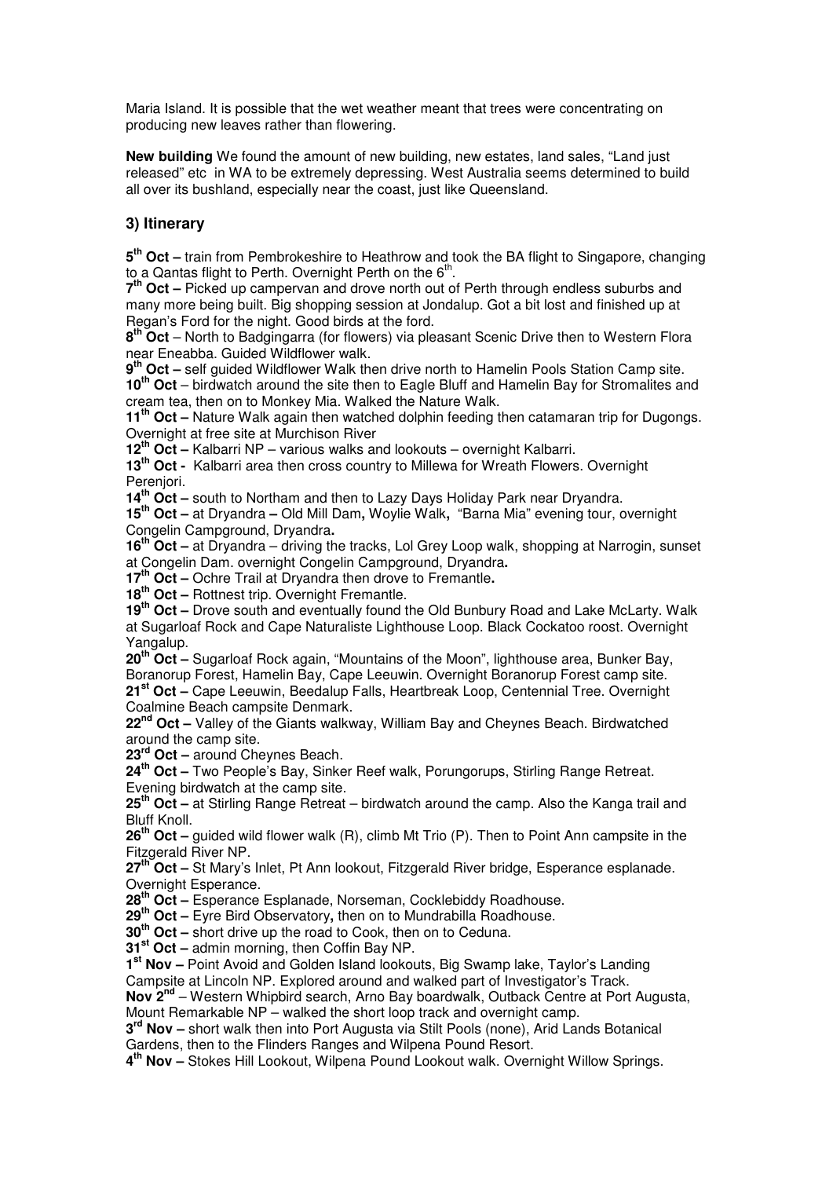Maria Island. It is possible that the wet weather meant that trees were concentrating on producing new leaves rather than flowering.

**New building** We found the amount of new building, new estates, land sales, "Land just released" etc in WA to be extremely depressing. West Australia seems determined to build all over its bushland, especially near the coast, just like Queensland.

### 3) Itinerary

**5th Oct –** train from Pembrokeshire to Heathrow and took the BA flight to Singapore, changing to a Qantas flight to Perth. Overnight Perth on the 6th.

**7th Oct –** Picked up campervan and drove north out of Perth through endless suburbs and many more being built. Big shopping session at Jondalup. Got a bit lost and finished up at Regan's Ford for the night. Good birds at the ford.

**8th Oct** – North to Badgingarra (for flowers) via pleasant Scenic Drive then to Western Flora near Eneabba. Guided Wildflower walk.

**9th Oct –** self guided Wildflower Walk then drive north to Hamelin Pools Station Camp site.

**10th Oct** – birdwatch around the site then to Eagle Bluff and Hamelin Bay for Stromalites and cream tea, then on to Monkey Mia. Walked the Nature Walk.

**11th Oct –** Nature Walk again then watched dolphin feeding then catamaran trip for Dugongs. Overnight at free site at Murchison River

**12th Oct –** Kalbarri NP – various walks and lookouts – overnight Kalbarri.

**13th Oct -** Kalbarri area then cross country to Millewa for Wreath Flowers. Overnight Perenjori.

**14th Oct –** south to Northam and then to Lazy Days Holiday Park near Dryandra.

**15th Oct –** at Dryandra **–** Old Mill Dam**,** Woylie Walk**,** "Barna Mia" evening tour, overnight Congelin Campground, Dryandra**.**

**16th Oct –** at Dryandra – driving the tracks, Lol Grey Loop walk, shopping at Narrogin, sunset at Congelin Dam. overnight Congelin Campground, Dryandra**.**

**17th Oct –** Ochre Trail at Dryandra then drove to Fremantle**.**

**18th Oct –** Rottnest trip. Overnight Fremantle.

**19th Oct –** Drove south and eventually found the Old Bunbury Road and Lake McLarty. Walk at Sugarloaf Rock and Cape Naturaliste Lighthouse Loop. Black Cockatoo roost. Overnight Yangalup.

**20th Oct –** Sugarloaf Rock again, "Mountains of the Moon", lighthouse area, Bunker Bay, Boranorup Forest, Hamelin Bay, Cape Leeuwin. Overnight Boranorup Forest camp site.

**21st Oct –** Cape Leeuwin, Beedalup Falls, Heartbreak Loop, Centennial Tree. Overnight Coalmine Beach campsite Denmark.

**22nd Oct –** Valley of the Giants walkway, William Bay and Cheynes Beach. Birdwatched around the camp site.

**23rd Oct –** around Cheynes Beach.

**24th Oct –** Two People's Bay, Sinker Reef walk, Porungorups, Stirling Range Retreat. Evening birdwatch at the camp site.

**25th Oct –** at Stirling Range Retreat – birdwatch around the camp. Also the Kanga trail and Bluff Knoll.

**26th Oct –** guided wild flower walk (R), climb Mt Trio (P). Then to Point Ann campsite in the Fitzgerald River NP.

**27th Oct –** St Mary's Inlet, Pt Ann lookout, Fitzgerald River bridge, Esperance esplanade. Overnight Esperance.

**28th Oct –** Esperance Esplanade, Norseman, Cocklebiddy Roadhouse.

**29th Oct –** Eyre Bird Observatory**,** then on to Mundrabilla Roadhouse.

**30th Oct –** short drive up the road to Cook, then on to Ceduna.

**31st Oct –** admin morning, then Coffin Bay NP.

**1st Nov –** Point Avoid and Golden Island lookouts, Big Swamp lake, Taylor's Landing Campsite at Lincoln NP. Explored around and walked part of Investigator's Track.

**Nov 2nd** – Western Whipbird search, Arno Bay boardwalk, Outback Centre at Port Augusta, Mount Remarkable NP – walked the short loop track and overnight camp.

**3rd Nov –** short walk then into Port Augusta via Stilt Pools (none), Arid Lands Botanical Gardens, then to the Flinders Ranges and Wilpena Pound Resort.

**4th Nov –** Stokes Hill Lookout, Wilpena Pound Lookout walk. Overnight Willow Springs.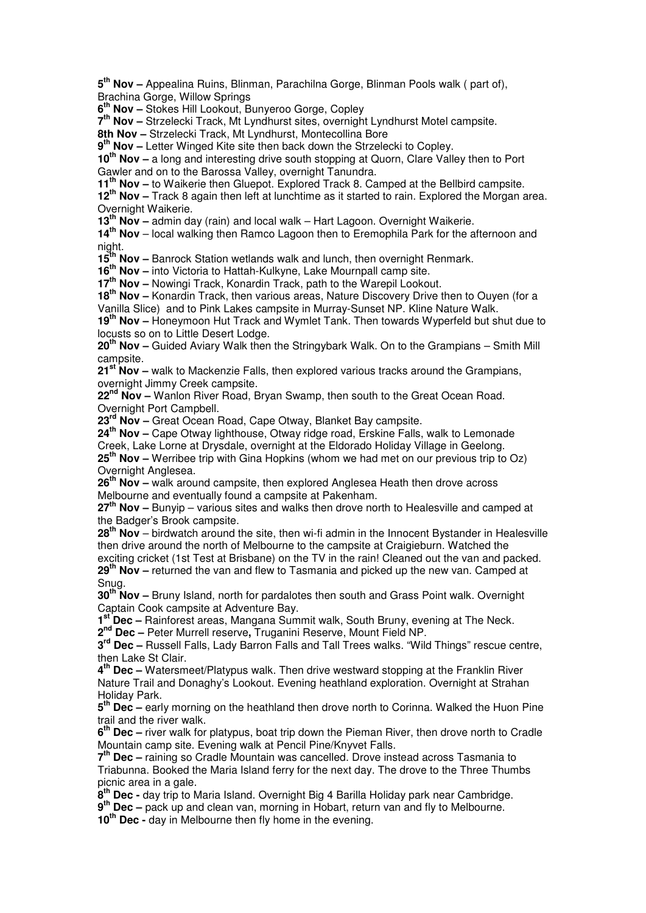**5th Nov –** Appealina Ruins, Blinman, Parachilna Gorge, Blinman Pools walk ( part of), Brachina Gorge, Willow Springs

**6th Nov –** Stokes Hill Lookout, Bunyeroo Gorge, Copley

**7th Nov –** Strzelecki Track, Mt Lyndhurst sites, overnight Lyndhurst Motel campsite.

**8th Nov –** Strzelecki Track, Mt Lyndhurst, Montecollina Bore

**9th Nov –** Letter Winged Kite site then back down the Strzelecki to Copley.

**10th Nov –** a long and interesting drive south stopping at Quorn, Clare Valley then to Port Gawler and on to the Barossa Valley, overnight Tanundra.

**11th Nov –** to Waikerie then Gluepot. Explored Track 8. Camped at the Bellbird campsite.

**12th Nov –** Track 8 again then left at lunchtime as it started to rain. Explored the Morgan area. Overnight Waikerie.

**13th Nov –** admin day (rain) and local walk – Hart Lagoon. Overnight Waikerie.

**14th Nov** – local walking then Ramco Lagoon then to Eremophila Park for the afternoon and night.

**15th Nov –** Banrock Station wetlands walk and lunch, then overnight Renmark.

**16th Nov –** into Victoria to Hattah-Kulkyne, Lake Mournpall camp site.

**17th Nov –** Nowingi Track, Konardin Track, path to the Warepil Lookout.

**18th Nov –** Konardin Track, then various areas, Nature Discovery Drive then to Ouyen (for a Vanilla Slice) and to Pink Lakes campsite in Murray-Sunset NP. Kline Nature Walk.

**19th Nov –** Honeymoon Hut Track and Wymlet Tank. Then towards Wyperfeld but shut due to locusts so on to Little Desert Lodge.

**20th Nov –** Guided Aviary Walk then the Stringybark Walk. On to the Grampians – Smith Mill campsite.

**21st Nov –** walk to Mackenzie Falls, then explored various tracks around the Grampians, overnight Jimmy Creek campsite.

**22nd Nov –** Wanlon River Road, Bryan Swamp, then south to the Great Ocean Road. Overnight Port Campbell.

**23rd Nov –** Great Ocean Road, Cape Otway, Blanket Bay campsite.

**24th Nov –** Cape Otway lighthouse, Otway ridge road, Erskine Falls, walk to Lemonade Creek, Lake Lorne at Drysdale, overnight at the Eldorado Holiday Village in Geelong.

**25th Nov –** Werribee trip with Gina Hopkins (whom we had met on our previous trip to Oz) Overnight Anglesea.

**26th Nov –** walk around campsite, then explored Anglesea Heath then drove across Melbourne and eventually found a campsite at Pakenham.

**27th Nov –** Bunyip – various sites and walks then drove north to Healesville and camped at the Badger's Brook campsite.

**28th Nov** – birdwatch around the site, then wi-fi admin in the Innocent Bystander in Healesville then drive around the north of Melbourne to the campsite at Craigieburn. Watched the exciting cricket (1st Test at Brisbane) on the TV in the rain! Cleaned out the van and packed.

**29th Nov –** returned the van and flew to Tasmania and picked up the new van. Camped at Snug.

**30th Nov –** Bruny Island, north for pardalotes then south and Grass Point walk. Overnight Captain Cook campsite at Adventure Bay.

**1st Dec –** Rainforest areas, Mangana Summit walk, South Bruny, evening at The Neck.

**2nd Dec –** Peter Murrell reserve**,** Truganini Reserve, Mount Field NP.

**3rd Dec –** Russell Falls, Lady Barron Falls and Tall Trees walks. "Wild Things" rescue centre, then Lake St Clair.

**4th Dec –** Watersmeet/Platypus walk. Then drive westward stopping at the Franklin River Nature Trail and Donaghy's Lookout. Evening heathland exploration. Overnight at Strahan Holiday Park.

**5th Dec –** early morning on the heathland then drove north to Corinna. Walked the Huon Pine trail and the river walk.

**6th Dec –** river walk for platypus, boat trip down the Pieman River, then drove north to Cradle Mountain camp site. Evening walk at Pencil Pine/Knyvet Falls.

**7th Dec –** raining so Cradle Mountain was cancelled. Drove instead across Tasmania to Triabunna. Booked the Maria Island ferry for the next day. The drove to the Three Thumbs picnic area in a gale.

**8th Dec -** day trip to Maria Island. Overnight Big 4 Barilla Holiday park near Cambridge.

**9th Dec –** pack up and clean van, morning in Hobart, return van and fly to Melbourne.

**10th Dec -** day in Melbourne then fly home in the evening.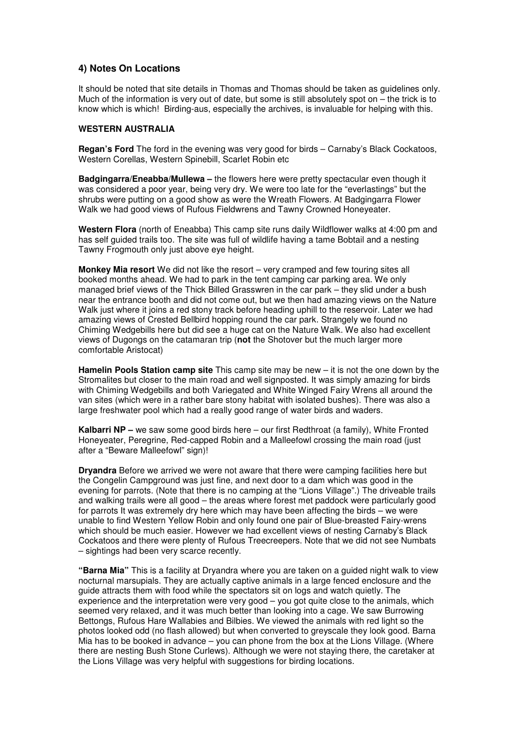## 4) Notes On Locations

It should be noted that site details in Thomas and Thomas should be taken as guidelines only. Much of the information is very out of date, but some is still absolutely spot on – the trick is to know which is which! Birding-aus, especially the archives, is invaluable for helping with this.

### WESTERN AUSTRALIA

**Regan's Ford** The ford in the evening was very good for birds – Carnaby's Black Cockatoos, Western Corellas, Western Spinebill, Scarlet Robin etc

**Badgingarra/Eneabba/Mullewa –** the flowers here were pretty spectacular even though it was considered a poor year, being very dry. We were too late for the "everlastings" but the shrubs were putting on a good show as were the Wreath Flowers. At Badgingarra Flower Walk we had good views of Rufous Fieldwrens and Tawny Crowned Honeyeater.

**Western Flora** (north of Eneabba) This camp site runs daily Wildflower walks at 4:00 pm and has self guided trails too. The site was full of wildlife having a tame Bobtail and a nesting Tawny Frogmouth only just above eye height.

**Monkey Mia resort** We did not like the resort – very cramped and few touring sites all booked months ahead. We had to park in the tent camping car parking area. We only managed brief views of the Thick Billed Grasswren in the car park – they slid under a bush near the entrance booth and did not come out, but we then had amazing views on the Nature Walk just where it joins a red stony track before heading uphill to the reservoir. Later we had amazing views of Crested Bellbird hopping round the car park. Strangely we found no Chiming Wedgebills here but did see a huge cat on the Nature Walk. We also had excellent views of Dugongs on the catamaran trip (**not** the Shotover but the much larger more comfortable Aristocat)

**Hamelin Pools Station camp site** This camp site may be new – it is not the one down by the Stromalites but closer to the main road and well signposted. It was simply amazing for birds with Chiming Wedgebills and both Variegated and White Winged Fairy Wrens all around the van sites (which were in a rather bare stony habitat with isolated bushes). There was also a large freshwater pool which had a really good range of water birds and waders.

**Kalbarri NP –** we saw some good birds here – our first Redthroat (a family), White Fronted Honeyeater, Peregrine, Red-capped Robin and a Malleefowl crossing the main road (just after a "Beware Malleefowl" sign)!

**Dryandra** Before we arrived we were not aware that there were camping facilities here but the Congelin Campground was just fine, and next door to a dam which was good in the evening for parrots. (Note that there is no camping at the "Lions Village".) The driveable trails and walking trails were all good – the areas where forest met paddock were particularly good for parrots It was extremely dry here which may have been affecting the birds – we were unable to find Western Yellow Robin and only found one pair of Blue-breasted Fairy-wrens which should be much easier. However we had excellent views of nesting Carnaby's Black Cockatoos and there were plenty of Rufous Treecreepers. Note that we did not see Numbats – sightings had been very scarce recently.

**"Barna Mia"** This is a facility at Dryandra where you are taken on a guided night walk to view nocturnal marsupials. They are actually captive animals in a large fenced enclosure and the guide attracts them with food while the spectators sit on logs and watch quietly. The experience and the interpretation were very good – you got quite close to the animals, which seemed very relaxed, and it was much better than looking into a cage. We saw Burrowing Bettongs, Rufous Hare Wallabies and Bilbies. We viewed the animals with red light so the photos looked odd (no flash allowed) but when converted to greyscale they look good. Barna Mia has to be booked in advance – you can phone from the box at the Lions Village. (Where there are nesting Bush Stone Curlews). Although we were not staying there, the caretaker at the Lions Village was very helpful with suggestions for birding locations.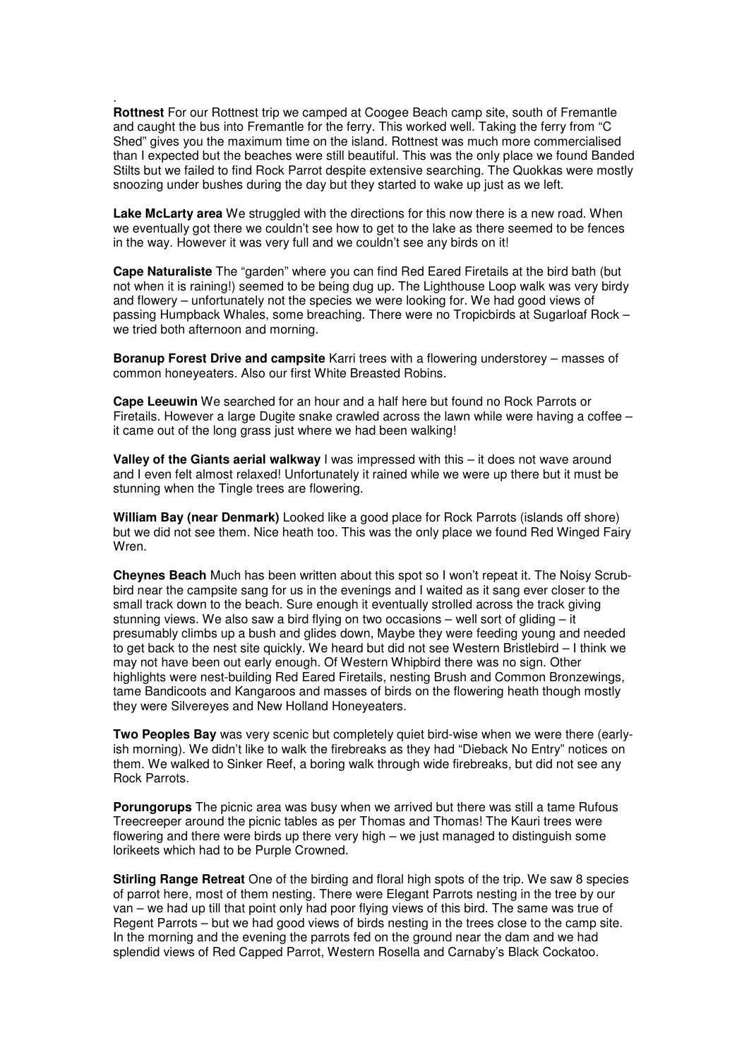.

**Rottnest** For our Rottnest trip we camped at Coogee Beach camp site, south of Fremantle and caught the bus into Fremantle for the ferry. This worked well. Taking the ferry from "C Shed" gives you the maximum time on the island. Rottnest was much more commercialised than I expected but the beaches were still beautiful. This was the only place we found Banded Stilts but we failed to find Rock Parrot despite extensive searching. The Quokkas were mostly snoozing under bushes during the day but they started to wake up just as we left.

**Lake McLarty area** We struggled with the directions for this now there is a new road. When we eventually got there we couldn't see how to get to the lake as there seemed to be fences in the way. However it was very full and we couldn't see any birds on it!

**Cape Naturaliste** The "garden" where you can find Red Eared Firetails at the bird bath (but not when it is raining!) seemed to be being dug up. The Lighthouse Loop walk was very birdy and flowery – unfortunately not the species we were looking for. We had good views of passing Humpback Whales, some breaching. There were no Tropicbirds at Sugarloaf Rock – we tried both afternoon and morning.

**Boranup Forest Drive and campsite** Karri trees with a flowering understorey – masses of common honeyeaters. Also our first White Breasted Robins.

**Cape Leeuwin** We searched for an hour and a half here but found no Rock Parrots or Firetails. However a large Dugite snake crawled across the lawn while were having a coffee – it came out of the long grass just where we had been walking!

**Valley of the Giants aerial walkway** I was impressed with this – it does not wave around and I even felt almost relaxed! Unfortunately it rained while we were up there but it must be stunning when the Tingle trees are flowering.

**William Bay (near Denmark)** Looked like a good place for Rock Parrots (islands off shore) but we did not see them. Nice heath too. This was the only place we found Red Winged Fairy Wren.

**Cheynes Beach** Much has been written about this spot so I won't repeat it. The Noisy Scrub-bird near the campsite sang for us in the evenings and I waited as it sang ever closer to the small track down to the beach. Sure enough it eventually strolled across the track giving stunning views. We also saw a bird flying on two occasions – well sort of gliding – it presumably climbs up a bush and glides down, Maybe they were feeding young and needed to get back to the nest site quickly. We heard but did not see Western Bristlebird – I think we may not have been out early enough. Of Western Whipbird there was no sign. Other highlights were nest-building Red Eared Firetails, nesting Brush and Common Bronzewings, tame Bandicoots and Kangaroos and masses of birds on the flowering heath though mostly they were Silvereyes and New Holland Honeyeaters.

**Two Peoples Bay** was very scenic but completely quiet bird-wise when we were there (early-ish morning). We didn't like to walk the firebreaks as they had "Dieback No Entry" notices on them. We walked to Sinker Reef, a boring walk through wide firebreaks, but did not see any Rock Parrots.

**Porungorups** The picnic area was busy when we arrived but there was still a tame Rufous Treecreeper around the picnic tables as per Thomas and Thomas! The Kauri trees were flowering and there were birds up there very high – we just managed to distinguish some lorikeets which had to be Purple Crowned.

**Stirling Range Retreat** One of the birding and floral high spots of the trip. We saw 8 species of parrot here, most of them nesting. There were Elegant Parrots nesting in the tree by our van – we had up till that point only had poor flying views of this bird. The same was true of Regent Parrots – but we had good views of birds nesting in the trees close to the camp site. In the morning and the evening the parrots fed on the ground near the dam and we had splendid views of Red Capped Parrot, Western Rosella and Carnaby's Black Cockatoo.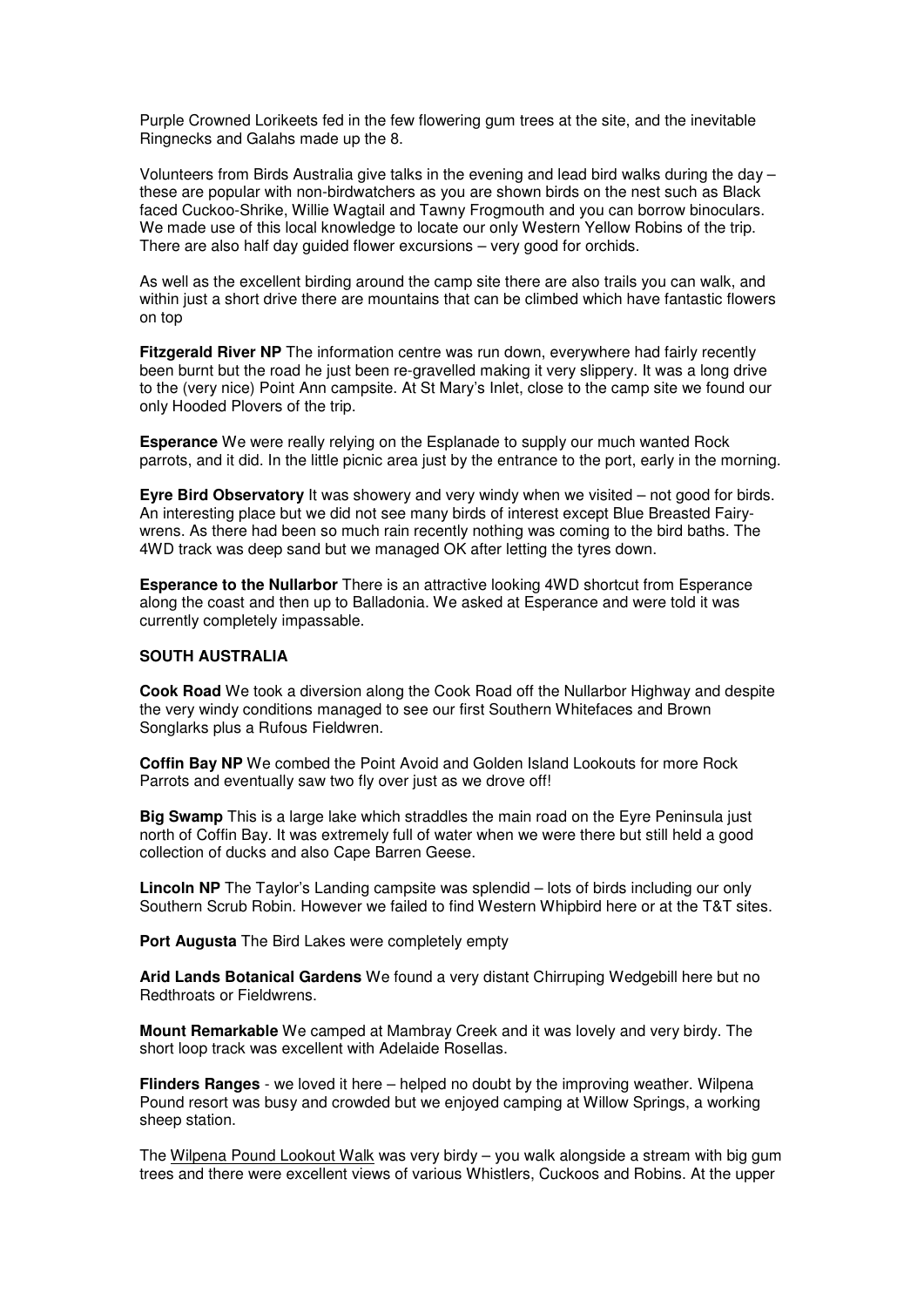Purple Crowned Lorikeets fed in the few flowering gum trees at the site, and the inevitable Ringnecks and Galahs made up the 8.

Volunteers from Birds Australia give talks in the evening and lead bird walks during the day – these are popular with non-birdwatchers as you are shown birds on the nest such as Black faced Cuckoo-Shrike, Willie Wagtail and Tawny Frogmouth and you can borrow binoculars. We made use of this local knowledge to locate our only Western Yellow Robins of the trip. There are also half day guided flower excursions – very good for orchids.

As well as the excellent birding around the camp site there are also trails you can walk, and within just a short drive there are mountains that can be climbed which have fantastic flowers on top

**Fitzgerald River NP** The information centre was run down, everywhere had fairly recently been burnt but the road he just been re-gravelled making it very slippery. It was a long drive to the (very nice) Point Ann campsite. At St Mary's Inlet, close to the camp site we found our only Hooded Plovers of the trip.

**Esperance** We were really relying on the Esplanade to supply our much wanted Rock parrots, and it did. In the little picnic area just by the entrance to the port, early in the morning.

**Eyre Bird Observatory** It was showery and very windy when we visited – not good for birds. An interesting place but we did not see many birds of interest except Blue Breasted Fairy-wrens. As there had been so much rain recently nothing was coming to the bird baths. The 4WD track was deep sand but we managed OK after letting the tyres down.

**Esperance to the Nullarbor** There is an attractive looking 4WD shortcut from Esperance along the coast and then up to Balladonia. We asked at Esperance and were told it was currently completely impassable.

**SOUTH AUSTRALIA**

**Cook Road** We took a diversion along the Cook Road off the Nullarbor Highway and despite the very windy conditions managed to see our first Southern Whitefaces and Brown Songlarks plus a Rufous Fieldwren.

**Coffin Bay NP** We combed the Point Avoid and Golden Island Lookouts for more Rock Parrots and eventually saw two fly over just as we drove off!

**Big Swamp** This is a large lake which straddles the main road on the Eyre Peninsula just north of Coffin Bay. It was extremely full of water when we were there but still held a good collection of ducks and also Cape Barren Geese.

**Lincoln NP** The Taylor's Landing campsite was splendid – lots of birds including our only Southern Scrub Robin. However we failed to find Western Whipbird here or at the T&T sites.

**Port Augusta** The Bird Lakes were completely empty

**Arid Lands Botanical Gardens** We found a very distant Chirruping Wedgebill here but no Redthroats or Fieldwrens.

**Mount Remarkable** We camped at Mambray Creek and it was lovely and very birdy. The short loop track was excellent with Adelaide Rosellas.

**Flinders Ranges** - we loved it here – helped no doubt by the improving weather. Wilpena Pound resort was busy and crowded but we enjoyed camping at Willow Springs, a working sheep station.

The Wilpena Pound Lookout Walk was very birdy – you walk alongside a stream with big gum trees and there were excellent views of various Whistlers, Cuckoos and Robins. At the upper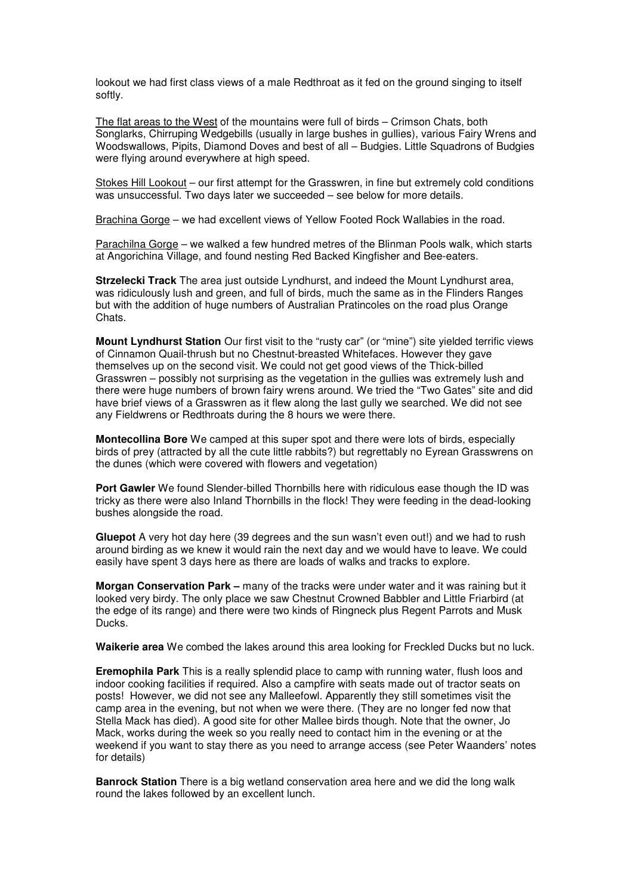lookout we had first class views of a male Redthroat as it fed on the ground singing to itself softly.

<u>The flat areas to the West</u> of the mountains were full of birds – Crimson Chats, both Songlarks, Chirruping Wedgebills (usually in large bushes in gullies), various Fairy Wrens and Woodswallows, Pipits, Diamond Doves and best of all – Budgies. Little Squadrons of Budgies were flying around everywhere at high speed.

<u>Stokes Hill Lookout</u> – our first attempt for the Grasswren, in fine but extremely cold conditions was unsuccessful. Two days later we succeeded – see below for more details.

<u>Brachina Gorge</u> – we had excellent views of Yellow Footed Rock Wallabies in the road.

<u>Parachilna Gorge</u> – we walked a few hundred metres of the Blinman Pools walk, which starts at Angorichina Village, and found nesting Red Backed Kingfisher and Bee-eaters.

**Strzelecki Track** The area just outside Lyndhurst, and indeed the Mount Lyndhurst area, was ridiculously lush and green, and full of birds, much the same as in the Flinders Ranges but with the addition of huge numbers of Australian Pratincoles on the road plus Orange Chats.

**Mount Lyndhurst Station** Our first visit to the "rusty car" (or "mine") site yielded terrific views of Cinnamon Quail-thrush but no Chestnut-breasted Whitefaces. However they gave themselves up on the second visit. We could not get good views of the Thick-billed Grasswren – possibly not surprising as the vegetation in the gullies was extremely lush and there were huge numbers of brown fairy wrens around. We tried the "Two Gates" site and did have brief views of a Grasswren as it flew along the last gully we searched. We did not see any Fieldwrens or Redthroats during the 8 hours we were there.

**Montecollina Bore** We camped at this super spot and there were lots of birds, especially birds of prey (attracted by all the cute little rabbits?) but regrettably no Eyrean Grasswrens on the dunes (which were covered with flowers and vegetation)

**Port Gawler** We found Slender-billed Thornbills here with ridiculous ease though the ID was tricky as there were also Inland Thornbills in the flock! They were feeding in the dead-looking bushes alongside the road.

**Gluepot** A very hot day here (39 degrees and the sun wasn't even out!) and we had to rush around birding as we knew it would rain the next day and we would have to leave. We could easily have spent 3 days here as there are loads of walks and tracks to explore.

**Morgan Conservation Park –** many of the tracks were under water and it was raining but it looked very birdy. The only place we saw Chestnut Crowned Babbler and Little Friarbird (at the edge of its range) and there were two kinds of Ringneck plus Regent Parrots and Musk Ducks.

**Waikerie area** We combed the lakes around this area looking for Freckled Ducks but no luck.

**Eremophila Park** This is a really splendid place to camp with running water, flush loos and indoor cooking facilities if required. Also a campfire with seats made out of tractor seats on posts! However, we did not see any Malleefowl. Apparently they still sometimes visit the camp area in the evening, but not when we were there. (They are no longer fed now that Stella Mack has died). A good site for other Mallee birds though. Note that the owner, Jo Mack, works during the week so you really need to contact him in the evening or at the weekend if you want to stay there as you need to arrange access (see Peter Waanders' notes for details)

**Banrock Station** There is a big wetland conservation area here and we did the long walk round the lakes followed by an excellent lunch.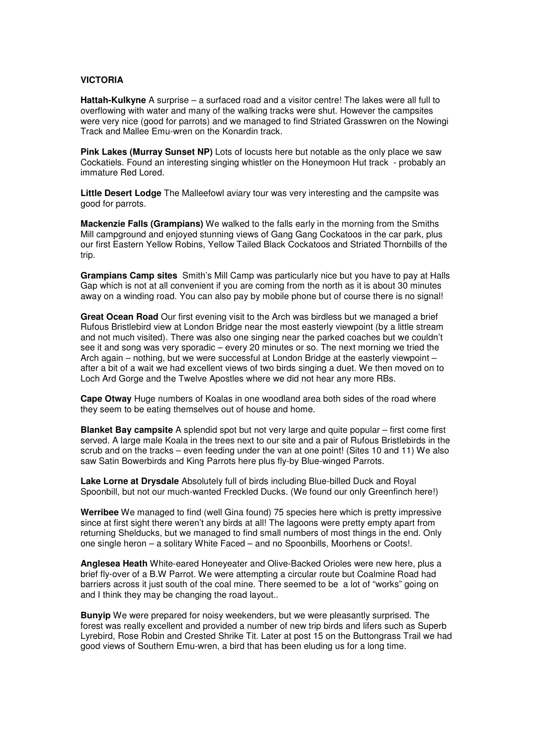**VICTORIA**

**Hattah-Kulkyne** A surprise – a surfaced road and a visitor centre! The lakes were all full to overflowing with water and many of the walking tracks were shut. However the campsites were very nice (good for parrots) and we managed to find Striated Grasswren on the Nowingi Track and Mallee Emu-wren on the Konardin track.

**Pink Lakes (Murray Sunset NP)** Lots of locusts here but notable as the only place we saw Cockatiels. Found an interesting singing whistler on the Honeymoon Hut track - probably an immature Red Lored.

**Little Desert Lodge** The Malleefowl aviary tour was very interesting and the campsite was good for parrots.

**Mackenzie Falls (Grampians)** We walked to the falls early in the morning from the Smiths Mill campground and enjoyed stunning views of Gang Gang Cockatoos in the car park, plus our first Eastern Yellow Robins, Yellow Tailed Black Cockatoos and Striated Thornbills of the trip.

**Grampians Camp sites** Smith's Mill Camp was particularly nice but you have to pay at Halls Gap which is not at all convenient if you are coming from the north as it is about 30 minutes away on a winding road. You can also pay by mobile phone but of course there is no signal!

**Great Ocean Road** Our first evening visit to the Arch was birdless but we managed a brief Rufous Bristlebird view at London Bridge near the most easterly viewpoint (by a little stream and not much visited). There was also one singing near the parked coaches but we couldn't see it and song was very sporadic – every 20 minutes or so. The next morning we tried the Arch again – nothing, but we were successful at London Bridge at the easterly viewpoint – after a bit of a wait we had excellent views of two birds singing a duet. We then moved on to Loch Ard Gorge and the Twelve Apostles where we did not hear any more RBs.

**Cape Otway** Huge numbers of Koalas in one woodland area both sides of the road where they seem to be eating themselves out of house and home.

**Blanket Bay campsite** A splendid spot but not very large and quite popular – first come first served. A large male Koala in the trees next to our site and a pair of Rufous Bristlebirds in the scrub and on the tracks – even feeding under the van at one point! (Sites 10 and 11) We also saw Satin Bowerbirds and King Parrots here plus fly-by Blue-winged Parrots.

**Lake Lorne at Drysdale** Absolutely full of birds including Blue-billed Duck and Royal Spoonbill, but not our much-wanted Freckled Ducks. (We found our only Greenfinch here!)

**Werribee** We managed to find (well Gina found) 75 species here which is pretty impressive since at first sight there weren't any birds at all! The lagoons were pretty empty apart from returning Shelducks, but we managed to find small numbers of most things in the end. Only one single heron – a solitary White Faced – and no Spoonbills, Moorhens or Coots!.

**Anglesea Heath** White-eared Honeyeater and Olive-Backed Orioles were new here, plus a brief fly-over of a B.W Parrot. We were attempting a circular route but Coalmine Road had barriers across it just south of the coal mine. There seemed to be a lot of "works" going on and I think they may be changing the road layout..

**Bunyip** We were prepared for noisy weekenders, but we were pleasantly surprised. The forest was really excellent and provided a number of new trip birds and lifers such as Superb Lyrebird, Rose Robin and Crested Shrike Tit. Later at post 15 on the Buttongrass Trail we had good views of Southern Emu-wren, a bird that has been eluding us for a long time.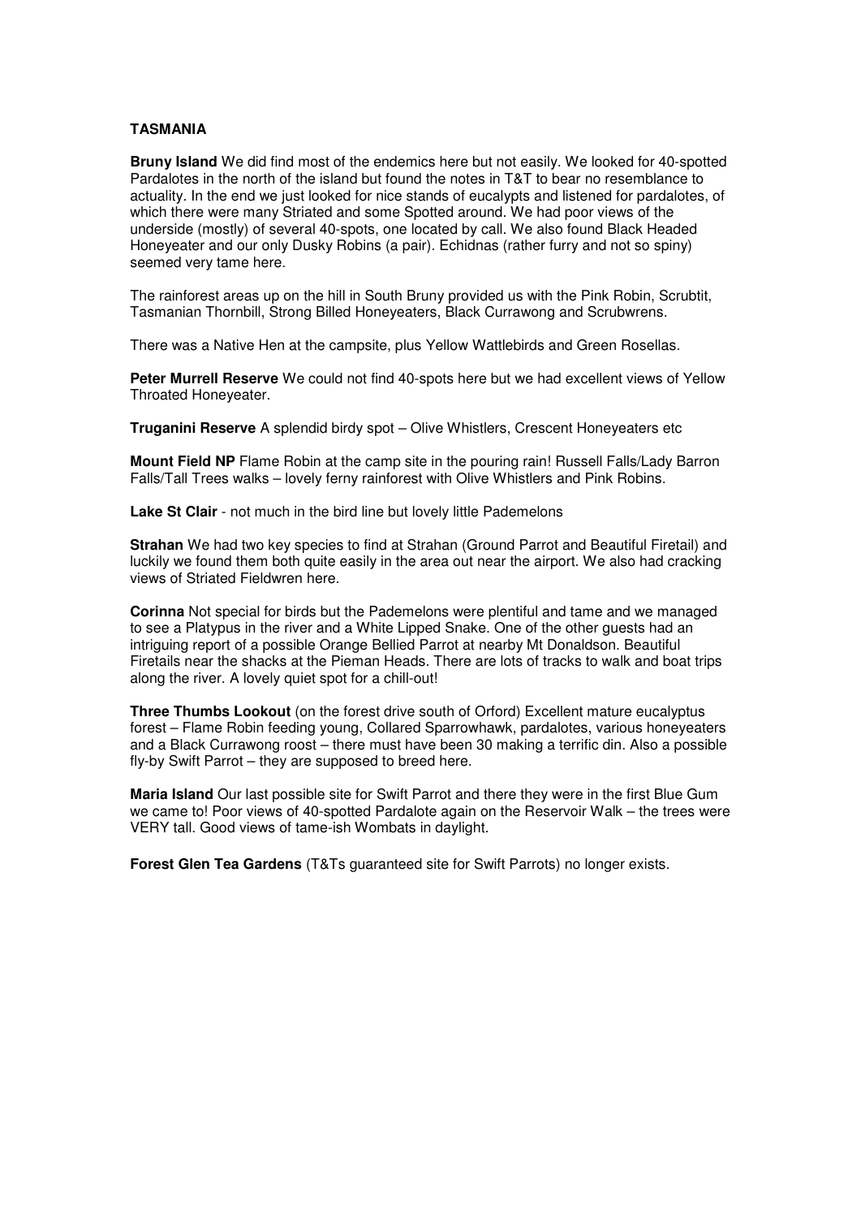## TASMANIA

**Bruny Island** We did find most of the endemics here but not easily. We looked for 40-spotted Pardalotes in the north of the island but found the notes in T&T to bear no resemblance to actuality. In the end we just looked for nice stands of eucalypts and listened for pardalotes, of which there were many Striated and some Spotted around. We had poor views of the underside (mostly) of several 40-spots, one located by call. We also found Black Headed Honeyeater and our only Dusky Robins (a pair). Echidnas (rather furry and not so spiny) seemed very tame here.

The rainforest areas up on the hill in South Bruny provided us with the Pink Robin, Scrubtit, Tasmanian Thornbill, Strong Billed Honeyeaters, Black Currawong and Scrubwrens.

There was a Native Hen at the campsite, plus Yellow Wattlebirds and Green Rosellas.

**Peter Murrell Reserve** We could not find 40-spots here but we had excellent views of Yellow Throated Honeyeater.

**Truganini Reserve** A splendid birdy spot – Olive Whistlers, Crescent Honeyeaters etc

**Mount Field NP** Flame Robin at the camp site in the pouring rain! Russell Falls/Lady Barron Falls/Tall Trees walks – lovely ferny rainforest with Olive Whistlers and Pink Robins.

**Lake St Clair** - not much in the bird line but lovely little Pademelons

**Strahan** We had two key species to find at Strahan (Ground Parrot and Beautiful Firetail) and luckily we found them both quite easily in the area out near the airport. We also had cracking views of Striated Fieldwren here.

**Corinna** Not special for birds but the Pademelons were plentiful and tame and we managed to see a Platypus in the river and a White Lipped Snake. One of the other guests had an intriguing report of a possible Orange Bellied Parrot at nearby Mt Donaldson. Beautiful Firetails near the shacks at the Pieman Heads. There are lots of tracks to walk and boat trips along the river. A lovely quiet spot for a chill-out!

**Three Thumbs Lookout** (on the forest drive south of Orford) Excellent mature eucalyptus forest – Flame Robin feeding young, Collared Sparrowhawk, pardalotes, various honeyeaters and a Black Currawong roost – there must have been 30 making a terrific din. Also a possible fly-by Swift Parrot – they are supposed to breed here.

**Maria Island** Our last possible site for Swift Parrot and there they were in the first Blue Gum we came to! Poor views of 40-spotted Pardalote again on the Reservoir Walk – the trees were VERY tall. Good views of tame-ish Wombats in daylight.

**Forest Glen Tea Gardens** (T&Ts guaranteed site for Swift Parrots) no longer exists.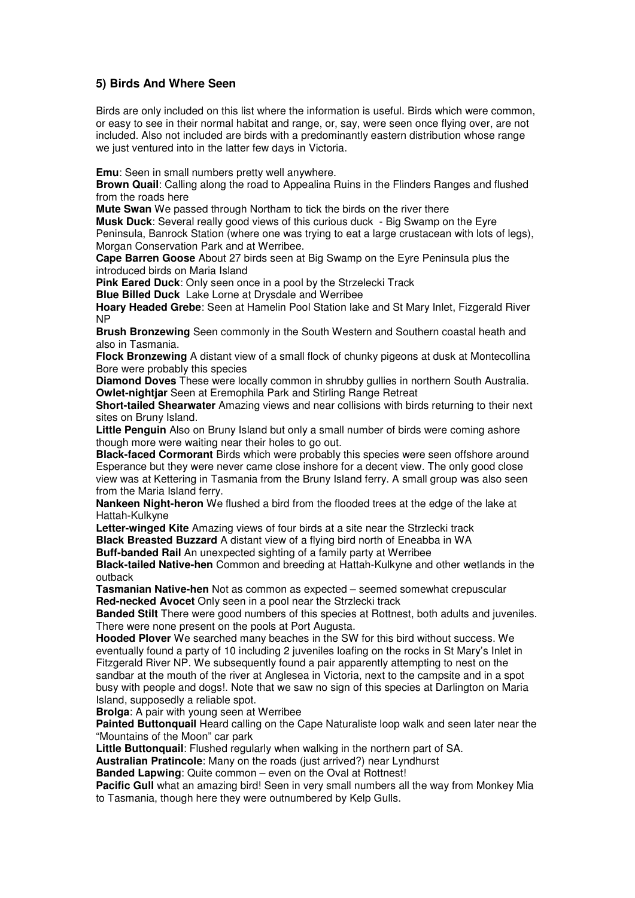## 5) Birds And Where Seen

Birds are only included on this list where the information is useful. Birds which were common, or easy to see in their normal habitat and range, or, say, were seen once flying over, are not included. Also not included are birds with a predominantly eastern distribution whose range we just ventured into in the latter few days in Victoria.

**Emu**: Seen in small numbers pretty well anywhere.
**Brown Quail**: Calling along the road to Appealina Ruins in the Flinders Ranges and flushed from the roads here
**Mute Swan** We passed through Northam to tick the birds on the river there
**Musk Duck**: Several really good views of this curious duck - Big Swamp on the Eyre Peninsula, Banrock Station (where one was trying to eat a large crustacean with lots of legs), Morgan Conservation Park and at Werribee.
**Cape Barren Goose** About 27 birds seen at Big Swamp on the Eyre Peninsula plus the introduced birds on Maria Island
**Pink Eared Duck**: Only seen once in a pool by the Strzelecki Track
**Blue Billed Duck** Lake Lorne at Drysdale and Werribee
**Hoary Headed Grebe**: Seen at Hamelin Pool Station lake and St Mary Inlet, Fizgerald River NP
**Brush Bronzewing** Seen commonly in the South Western and Southern coastal heath and also in Tasmania.
**Flock Bronzewing** A distant view of a small flock of chunky pigeons at dusk at Montecollina Bore were probably this species
**Diamond Doves** These were locally common in shrubby gullies in northern South Australia.
**Owlet-nightjar** Seen at Eremophila Park and Stirling Range Retreat
**Short-tailed Shearwater** Amazing views and near collisions with birds returning to their next sites on Bruny Island.
**Little Penguin** Also on Bruny Island but only a small number of birds were coming ashore though more were waiting near their holes to go out.
**Black-faced Cormorant** Birds which were probably this species were seen offshore around Esperance but they were never came close inshore for a decent view. The only good close view was at Kettering in Tasmania from the Bruny Island ferry. A small group was also seen from the Maria Island ferry.
**Nankeen Night-heron** We flushed a bird from the flooded trees at the edge of the lake at Hattah-Kulkyne
**Letter-winged Kite** Amazing views of four birds at a site near the Strzlecki track
**Black Breasted Buzzard** A distant view of a flying bird north of Eneabba in WA
**Buff-banded Rail** An unexpected sighting of a family party at Werribee
**Black-tailed Native-hen** Common and breeding at Hattah-Kulkyne and other wetlands in the outback
**Tasmanian Native-hen** Not as common as expected – seemed somewhat crepuscular
**Red-necked Avocet** Only seen in a pool near the Strzlecki track
**Banded Stilt** There were good numbers of this species at Rottnest, both adults and juveniles. There were none present on the pools at Port Augusta.
**Hooded Plover** We searched many beaches in the SW for this bird without success. We eventually found a party of 10 including 2 juveniles loafing on the rocks in St Mary's Inlet in Fitzgerald River NP. We subsequently found a pair apparently attempting to nest on the sandbar at the mouth of the river at Anglesea in Victoria, next to the campsite and in a spot busy with people and dogs!. Note that we saw no sign of this species at Darlington on Maria Island, supposedly a reliable spot.
**Brolga**: A pair with young seen at Werribee
**Painted Buttonquail** Heard calling on the Cape Naturaliste loop walk and seen later near the "Mountains of the Moon" car park
**Little Buttonquail**: Flushed regularly when walking in the northern part of SA.
**Australian Pratincole**: Many on the roads (just arrived?) near Lyndhurst
**Banded Lapwing**: Quite common – even on the Oval at Rottnest!
**Pacific Gull** what an amazing bird! Seen in very small numbers all the way from Monkey Mia to Tasmania, though here they were outnumbered by Kelp Gulls.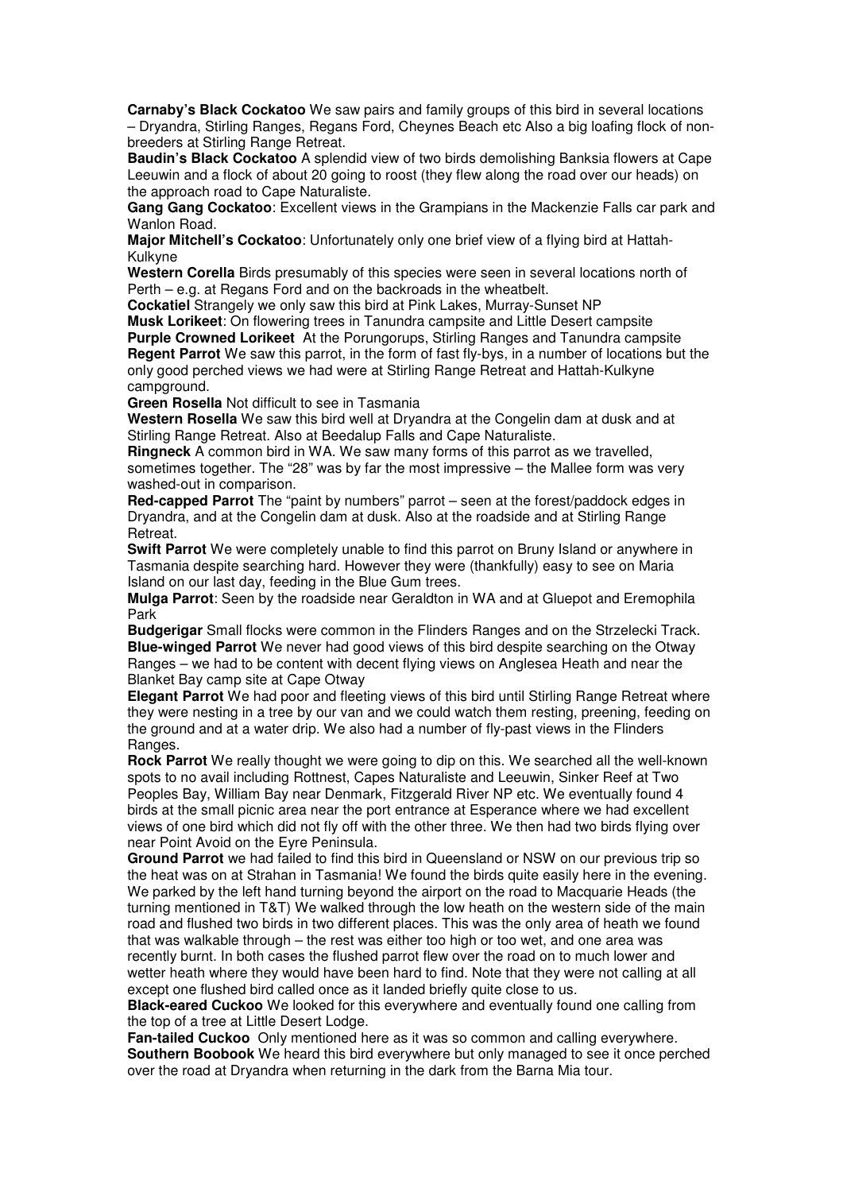**Carnaby's Black Cockatoo** We saw pairs and family groups of this bird in several locations – Dryandra, Stirling Ranges, Regans Ford, Cheynes Beach etc Also a big loafing flock of non-breeders at Stirling Range Retreat.

**Baudin's Black Cockatoo** A splendid view of two birds demolishing Banksia flowers at Cape Leeuwin and a flock of about 20 going to roost (they flew along the road over our heads) on the approach road to Cape Naturaliste.

**Gang Gang Cockatoo**: Excellent views in the Grampians in the Mackenzie Falls car park and Wanlon Road.

**Major Mitchell's Cockatoo**: Unfortunately only one brief view of a flying bird at Hattah-Kulkyne

**Western Corella** Birds presumably of this species were seen in several locations north of Perth – e.g. at Regans Ford and on the backroads in the wheatbelt.

**Cockatiel** Strangely we only saw this bird at Pink Lakes, Murray-Sunset NP

**Musk Lorikeet**: On flowering trees in Tanundra campsite and Little Desert campsite

**Purple Crowned Lorikeet** At the Porungorups, Stirling Ranges and Tanundra campsite

**Regent Parrot** We saw this parrot, in the form of fast fly-bys, in a number of locations but the only good perched views we had were at Stirling Range Retreat and Hattah-Kulkyne campground.

**Green Rosella** Not difficult to see in Tasmania

**Western Rosella** We saw this bird well at Dryandra at the Congelin dam at dusk and at Stirling Range Retreat. Also at Beedalup Falls and Cape Naturaliste.

**Ringneck** A common bird in WA. We saw many forms of this parrot as we travelled, sometimes together. The "28" was by far the most impressive – the Mallee form was very washed-out in comparison.

**Red-capped Parrot** The "paint by numbers" parrot – seen at the forest/paddock edges in Dryandra, and at the Congelin dam at dusk. Also at the roadside and at Stirling Range Retreat.

**Swift Parrot** We were completely unable to find this parrot on Bruny Island or anywhere in Tasmania despite searching hard. However they were (thankfully) easy to see on Maria Island on our last day, feeding in the Blue Gum trees.

**Mulga Parrot**: Seen by the roadside near Geraldton in WA and at Gluepot and Eremophila Park

**Budgerigar** Small flocks were common in the Flinders Ranges and on the Strzelecki Track.

**Blue-winged Parrot** We never had good views of this bird despite searching on the Otway Ranges – we had to be content with decent flying views on Anglesea Heath and near the Blanket Bay camp site at Cape Otway

**Elegant Parrot** We had poor and fleeting views of this bird until Stirling Range Retreat where they were nesting in a tree by our van and we could watch them resting, preening, feeding on the ground and at a water drip. We also had a number of fly-past views in the Flinders Ranges.

**Rock Parrot** We really thought we were going to dip on this. We searched all the well-known spots to no avail including Rottnest, Capes Naturaliste and Leeuwin, Sinker Reef at Two Peoples Bay, William Bay near Denmark, Fitzgerald River NP etc. We eventually found 4 birds at the small picnic area near the port entrance at Esperance where we had excellent views of one bird which did not fly off with the other three. We then had two birds flying over near Point Avoid on the Eyre Peninsula.

**Ground Parrot** we had failed to find this bird in Queensland or NSW on our previous trip so the heat was on at Strahan in Tasmania! We found the birds quite easily here in the evening. We parked by the left hand turning beyond the airport on the road to Macquarie Heads (the turning mentioned in T&T) We walked through the low heath on the western side of the main road and flushed two birds in two different places. This was the only area of heath we found that was walkable through – the rest was either too high or too wet, and one area was recently burnt. In both cases the flushed parrot flew over the road on to much lower and wetter heath where they would have been hard to find. Note that they were not calling at all except one flushed bird called once as it landed briefly quite close to us.

**Black-eared Cuckoo** We looked for this everywhere and eventually found one calling from the top of a tree at Little Desert Lodge.

**Fan-tailed Cuckoo** Only mentioned here as it was so common and calling everywhere.

**Southern Boobook** We heard this bird everywhere but only managed to see it once perched over the road at Dryandra when returning in the dark from the Barna Mia tour.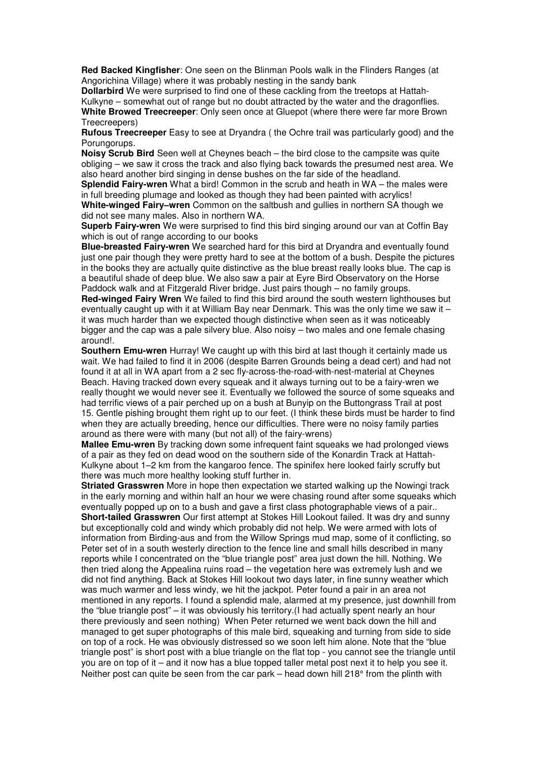**Red Backed Kingfisher**: One seen on the Blinman Pools walk in the Flinders Ranges (at Angorichina Village) where it was probably nesting in the sandy bank

**Dollarbird** We were surprised to find one of these cackling from the treetops at Hattah-Kulkyne – somewhat out of range but no doubt attracted by the water and the dragonflies.

**White Browed Treecreeper**: Only seen once at Gluepot (where there were far more Brown Treecreepers)

**Rufous Treecreeper** Easy to see at Dryandra ( the Ochre trail was particularly good) and the Porungorups.

**Noisy Scrub Bird** Seen well at Cheynes beach – the bird close to the campsite was quite obliging – we saw it cross the track and also flying back towards the presumed nest area. We also heard another bird singing in dense bushes on the far side of the headland.

**Splendid Fairy-wren** What a bird! Common in the scrub and heath in WA – the males were in full breeding plumage and looked as though they had been painted with acrylics!

**White-winged Fairy–wren** Common on the saltbush and gullies in northern SA though we did not see many males. Also in northern WA.

**Superb Fairy-wren** We were surprised to find this bird singing around our van at Coffin Bay which is out of range according to our books

**Blue-breasted Fairy-wren** We searched hard for this bird at Dryandra and eventually found just one pair though they were pretty hard to see at the bottom of a bush. Despite the pictures in the books they are actually quite distinctive as the blue breast really looks blue. The cap is a beautiful shade of deep blue. We also saw a pair at Eyre Bird Observatory on the Horse Paddock walk and at Fitzgerald River bridge. Just pairs though – no family groups.

**Red-winged Fairy Wren** We failed to find this bird around the south western lighthouses but eventually caught up with it at William Bay near Denmark. This was the only time we saw it – it was much harder than we expected though distinctive when seen as it was noticeably bigger and the cap was a pale silvery blue. Also noisy – two males and one female chasing around!.

**Southern Emu-wren** Hurray! We caught up with this bird at last though it certainly made us wait. We had failed to find it in 2006 (despite Barren Grounds being a dead cert) and had not found it at all in WA apart from a 2 sec fly-across-the-road-with-nest-material at Cheynes Beach. Having tracked down every squeak and it always turning out to be a fairy-wren we really thought we would never see it. Eventually we followed the source of some squeaks and had terrific views of a pair perched up on a bush at Bunyip on the Buttongrass Trail at post 15. Gentle pishing brought them right up to our feet. (I think these birds must be harder to find when they are actually breeding, hence our difficulties. There were no noisy family parties around as there were with many (but not all) of the fairy-wrens)

**Mallee Emu-wren** By tracking down some infrequent faint squeaks we had prolonged views of a pair as they fed on dead wood on the southern side of the Konardin Track at Hattah-Kulkyne about 1–2 km from the kangaroo fence. The spinifex here looked fairly scruffy but there was much more healthy looking stuff further in.

**Striated Grasswren** More in hope then expectation we started walking up the Nowingi track in the early morning and within half an hour we were chasing round after some squeaks which eventually popped up on to a bush and gave a first class photographable views of a pair..

**Short-tailed Grasswren** Our first attempt at Stokes Hill Lookout failed. It was dry and sunny but exceptionally cold and windy which probably did not help. We were armed with lots of information from Birding-aus and from the Willow Springs mud map, some of it conflicting, so Peter set of in a south westerly direction to the fence line and small hills described in many reports while I concentrated on the "blue triangle post" area just down the hill. Nothing. We then tried along the Appealina ruins road – the vegetation here was extremely lush and we did not find anything. Back at Stokes Hill lookout two days later, in fine sunny weather which was much warmer and less windy, we hit the jackpot. Peter found a pair in an area not mentioned in any reports. I found a splendid male, alarmed at my presence, just downhill from the "blue triangle post" – it was obviously his territory.(I had actually spent nearly an hour there previously and seen nothing) When Peter returned we went back down the hill and managed to get super photographs of this male bird, squeaking and turning from side to side on top of a rock. He was obviously distressed so we soon left him alone. Note that the "blue triangle post" is short post with a blue triangle on the flat top - you cannot see the triangle until you are on top of it – and it now has a blue topped taller metal post next it to help you see it. Neither post can quite be seen from the car park – head down hill 218° from the plinth with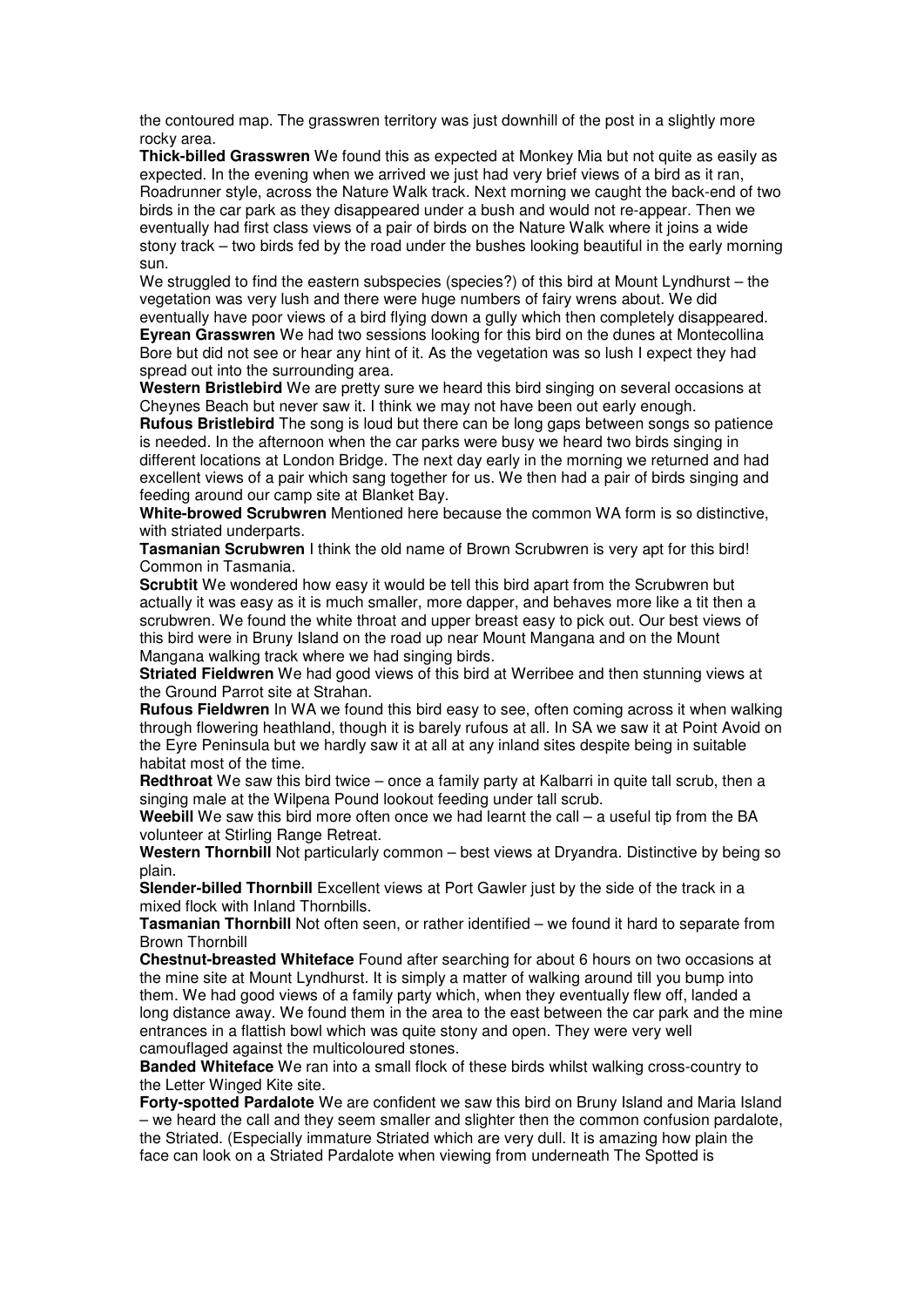the contoured map. The grasswren territory was just downhill of the post in a slightly more rocky area.

**Thick-billed Grasswren** We found this as expected at Monkey Mia but not quite as easily as expected. In the evening when we arrived we just had very brief views of a bird as it ran, Roadrunner style, across the Nature Walk track. Next morning we caught the back-end of two birds in the car park as they disappeared under a bush and would not re-appear. Then we eventually had first class views of a pair of birds on the Nature Walk where it joins a wide stony track – two birds fed by the road under the bushes looking beautiful in the early morning sun.

We struggled to find the eastern subspecies (species?) of this bird at Mount Lyndhurst – the vegetation was very lush and there were huge numbers of fairy wrens about. We did eventually have poor views of a bird flying down a gully which then completely disappeared.

**Eyrean Grasswren** We had two sessions looking for this bird on the dunes at Montecollina Bore but did not see or hear any hint of it. As the vegetation was so lush I expect they had spread out into the surrounding area.

**Western Bristlebird** We are pretty sure we heard this bird singing on several occasions at Cheynes Beach but never saw it. I think we may not have been out early enough.

**Rufous Bristlebird** The song is loud but there can be long gaps between songs so patience is needed. In the afternoon when the car parks were busy we heard two birds singing in different locations at London Bridge. The next day early in the morning we returned and had excellent views of a pair which sang together for us. We then had a pair of birds singing and feeding around our camp site at Blanket Bay.

**White-browed Scrubwren** Mentioned here because the common WA form is so distinctive, with striated underparts.

**Tasmanian Scrubwren** I think the old name of Brown Scrubwren is very apt for this bird! Common in Tasmania.

**Scrubtit** We wondered how easy it would be tell this bird apart from the Scrubwren but actually it was easy as it is much smaller, more dapper, and behaves more like a tit then a scrubwren. We found the white throat and upper breast easy to pick out. Our best views of this bird were in Bruny Island on the road up near Mount Mangana and on the Mount Mangana walking track where we had singing birds.

**Striated Fieldwren** We had good views of this bird at Werribee and then stunning views at the Ground Parrot site at Strahan.

**Rufous Fieldwren** In WA we found this bird easy to see, often coming across it when walking through flowering heathland, though it is barely rufous at all. In SA we saw it at Point Avoid on the Eyre Peninsula but we hardly saw it at all at any inland sites despite being in suitable habitat most of the time.

**Redthroat** We saw this bird twice – once a family party at Kalbarri in quite tall scrub, then a singing male at the Wilpena Pound lookout feeding under tall scrub.

**Weebill** We saw this bird more often once we had learnt the call – a useful tip from the BA volunteer at Stirling Range Retreat.

**Western Thornbill** Not particularly common – best views at Dryandra. Distinctive by being so plain.

**Slender-billed Thornbill** Excellent views at Port Gawler just by the side of the track in a mixed flock with Inland Thornbills.

**Tasmanian Thornbill** Not often seen, or rather identified – we found it hard to separate from Brown Thornbill

**Chestnut-breasted Whiteface** Found after searching for about 6 hours on two occasions at the mine site at Mount Lyndhurst. It is simply a matter of walking around till you bump into them. We had good views of a family party which, when they eventually flew off, landed a long distance away. We found them in the area to the east between the car park and the mine entrances in a flattish bowl which was quite stony and open. They were very well camouflaged against the multicoloured stones.

**Banded Whiteface** We ran into a small flock of these birds whilst walking cross-country to the Letter Winged Kite site.

**Forty-spotted Pardalote** We are confident we saw this bird on Bruny Island and Maria Island – we heard the call and they seem smaller and slighter then the common confusion pardalote, the Striated. (Especially immature Striated which are very dull. It is amazing how plain the face can look on a Striated Pardalote when viewing from underneath The Spotted is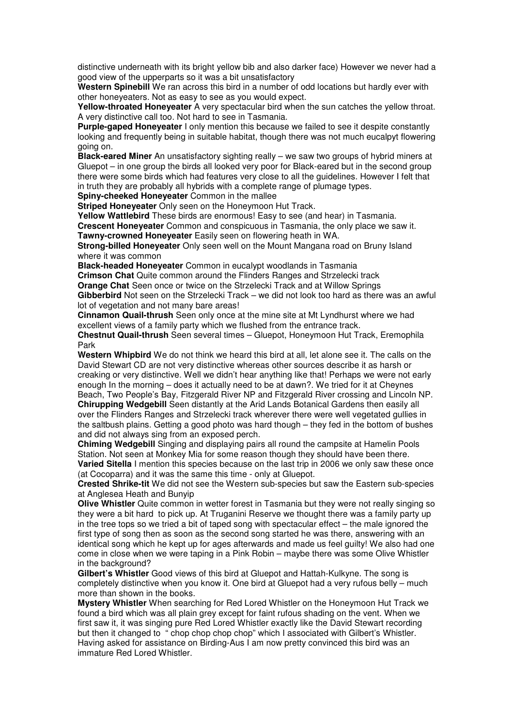distinctive underneath with its bright yellow bib and also darker face) However we never had a good view of the upperparts so it was a bit unsatisfactory

**Western Spinebill** We ran across this bird in a number of odd locations but hardly ever with other honeyeaters. Not as easy to see as you would expect.

**Yellow-throated Honeyeater** A very spectacular bird when the sun catches the yellow throat. A very distinctive call too. Not hard to see in Tasmania.

**Purple-gaped Honeyeater** I only mention this because we failed to see it despite constantly looking and frequently being in suitable habitat, though there was not much eucalpyt flowering going on.

**Black-eared Miner** An unsatisfactory sighting really – we saw two groups of hybrid miners at Gluepot – in one group the birds all looked very poor for Black-eared but in the second group there were some birds which had features very close to all the guidelines. However I felt that in truth they are probably all hybrids with a complete range of plumage types.

**Spiny-cheeked Honeyeater** Common in the mallee

**Striped Honeyeater** Only seen on the Honeymoon Hut Track.

**Yellow Wattlebird** These birds are enormous! Easy to see (and hear) in Tasmania.

**Crescent Honeyeater** Common and conspicuous in Tasmania, the only place we saw it.

**Tawny-crowned Honeyeater** Easily seen on flowering heath in WA.

**Strong-billed Honeyeater** Only seen well on the Mount Mangana road on Bruny Island where it was common

**Black-headed Honeyeater** Common in eucalypt woodlands in Tasmania

**Crimson Chat** Quite common around the Flinders Ranges and Strzelecki track

**Orange Chat** Seen once or twice on the Strzelecki Track and at Willow Springs

**Gibberbird** Not seen on the Strzelecki Track – we did not look too hard as there was an awful lot of vegetation and not many bare areas!

**Cinnamon Quail-thrush** Seen only once at the mine site at Mt Lyndhurst where we had excellent views of a family party which we flushed from the entrance track.

**Chestnut Quail-thrush** Seen several times – Gluepot, Honeymoon Hut Track, Eremophila Park

**Western Whipbird** We do not think we heard this bird at all, let alone see it. The calls on the David Stewart CD are not very distinctive whereas other sources describe it as harsh or creaking or very distinctive. Well we didn't hear anything like that! Perhaps we were not early enough In the morning – does it actually need to be at dawn?. We tried for it at Cheynes Beach, Two People's Bay, Fitzgerald River NP and Fitzgerald River crossing and Lincoln NP.

**Chirupping Wedgebill** Seen distantly at the Arid Lands Botanical Gardens then easily all over the Flinders Ranges and Strzelecki track wherever there were well vegetated gullies in the saltbush plains. Getting a good photo was hard though – they fed in the bottom of bushes and did not always sing from an exposed perch.

**Chiming Wedgebill** Singing and displaying pairs all round the campsite at Hamelin Pools Station. Not seen at Monkey Mia for some reason though they should have been there.

**Varied Sitella** I mention this species because on the last trip in 2006 we only saw these once (at Cocoparra) and it was the same this time - only at Gluepot.

**Crested Shrike-tit** We did not see the Western sub-species but saw the Eastern sub-species at Anglesea Heath and Bunyip

**Olive Whistler** Quite common in wetter forest in Tasmania but they were not really singing so they were a bit hard to pick up. At Truganini Reserve we thought there was a family party up in the tree tops so we tried a bit of taped song with spectacular effect – the male ignored the first type of song then as soon as the second song started he was there, answering with an identical song which he kept up for ages afterwards and made us feel guilty! We also had one come in close when we were taping in a Pink Robin – maybe there was some Olive Whistler in the background?

**Gilbert's Whistler** Good views of this bird at Gluepot and Hattah-Kulkyne. The song is completely distinctive when you know it. One bird at Gluepot had a very rufous belly – much more than shown in the books.

**Mystery Whistler** When searching for Red Lored Whistler on the Honeymoon Hut Track we found a bird which was all plain grey except for faint rufous shading on the vent. When we first saw it, it was singing pure Red Lored Whistler exactly like the David Stewart recording but then it changed to " chop chop chop chop" which I associated with Gilbert's Whistler. Having asked for assistance on Birding-Aus I am now pretty convinced this bird was an immature Red Lored Whistler.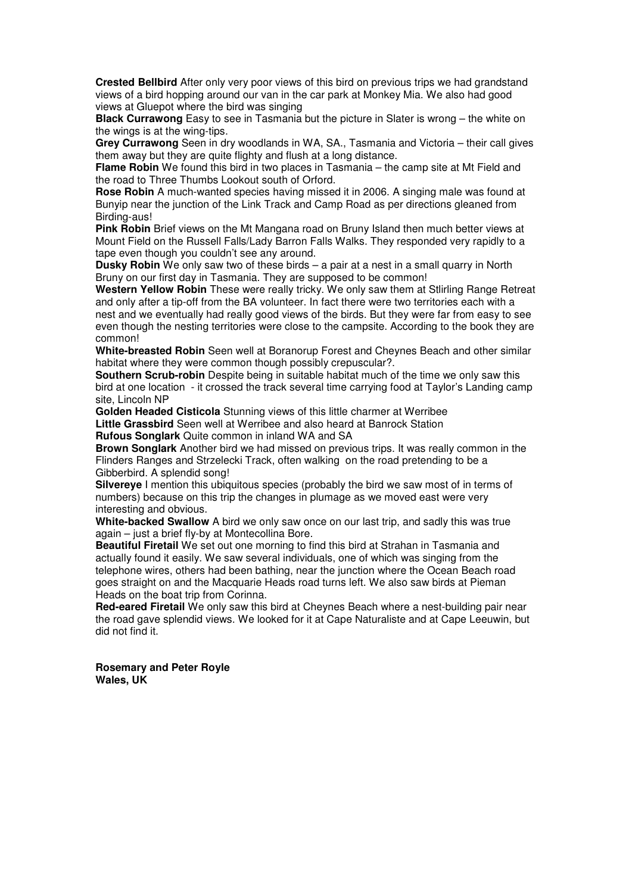**Crested Bellbird** After only very poor views of this bird on previous trips we had grandstand views of a bird hopping around our van in the car park at Monkey Mia. We also had good views at Gluepot where the bird was singing

**Black Currawong** Easy to see in Tasmania but the picture in Slater is wrong – the white on the wings is at the wing-tips.

**Grey Currawong** Seen in dry woodlands in WA, SA., Tasmania and Victoria – their call gives them away but they are quite flighty and flush at a long distance.

**Flame Robin** We found this bird in two places in Tasmania – the camp site at Mt Field and the road to Three Thumbs Lookout south of Orford.

**Rose Robin** A much-wanted species having missed it in 2006. A singing male was found at Bunyip near the junction of the Link Track and Camp Road as per directions gleaned from Birding-aus!

**Pink Robin** Brief views on the Mt Mangana road on Bruny Island then much better views at Mount Field on the Russell Falls/Lady Barron Falls Walks. They responded very rapidly to a tape even though you couldn't see any around.

**Dusky Robin** We only saw two of these birds – a pair at a nest in a small quarry in North Bruny on our first day in Tasmania. They are supposed to be common!

**Western Yellow Robin** These were really tricky. We only saw them at Stlirling Range Retreat and only after a tip-off from the BA volunteer. In fact there were two territories each with a nest and we eventually had really good views of the birds. But they were far from easy to see even though the nesting territories were close to the campsite. According to the book they are common!

**White-breasted Robin** Seen well at Boranorup Forest and Cheynes Beach and other similar habitat where they were common though possibly crepuscular?.

**Southern Scrub-robin** Despite being in suitable habitat much of the time we only saw this bird at one location - it crossed the track several time carrying food at Taylor's Landing camp site, Lincoln NP

**Golden Headed Cisticola** Stunning views of this little charmer at Werribee

**Little Grassbird** Seen well at Werribee and also heard at Banrock Station

**Rufous Songlark** Quite common in inland WA and SA

**Brown Songlark** Another bird we had missed on previous trips. It was really common in the Flinders Ranges and Strzelecki Track, often walking on the road pretending to be a Gibberbird. A splendid song!

**Silvereye** I mention this ubiquitous species (probably the bird we saw most of in terms of numbers) because on this trip the changes in plumage as we moved east were very interesting and obvious.

**White-backed Swallow** A bird we only saw once on our last trip, and sadly this was true again – just a brief fly-by at Montecollina Bore.

**Beautiful Firetail** We set out one morning to find this bird at Strahan in Tasmania and actually found it easily. We saw several individuals, one of which was singing from the telephone wires, others had been bathing, near the junction where the Ocean Beach road goes straight on and the Macquarie Heads road turns left. We also saw birds at Pieman Heads on the boat trip from Corinna.

**Red-eared Firetail** We only saw this bird at Cheynes Beach where a nest-building pair near the road gave splendid views. We looked for it at Cape Naturaliste and at Cape Leeuwin, but did not find it.

**Rosemary and Peter Royle**
**Wales, UK**